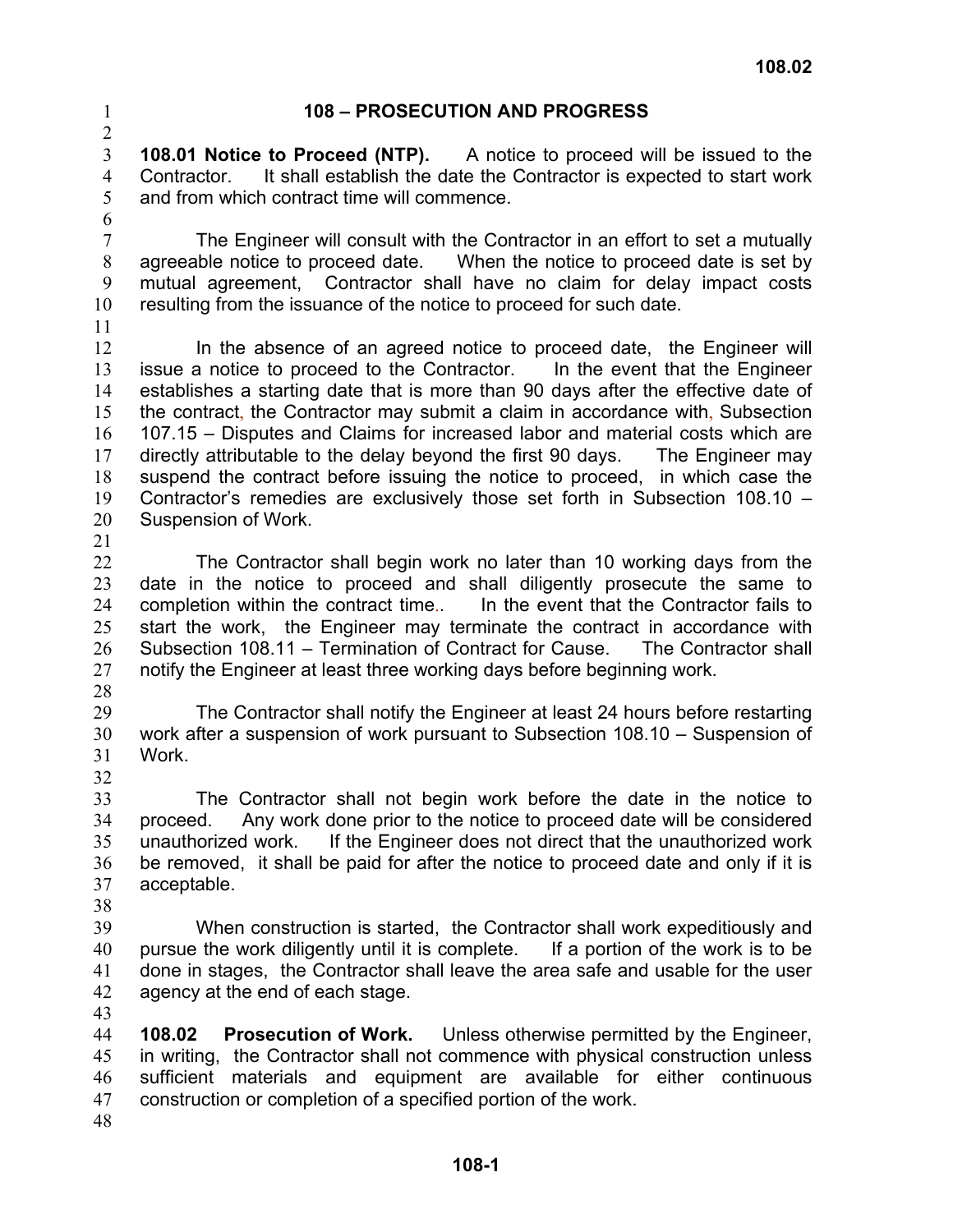# 108 – PROSECUTION AND PROGRESS

**108.01 Notice to Proceed (NTP).** A notice to proceed will be issued to the Contractor. It shall establish the date the Contractor is expected to start work and from which contract time will commence.

The Engineer will consult with the Contractor in an effort to set a mutually agreeable notice to proceed date. When the notice to proceed date is set by mutual agreement, Contractor shall have no claim for delay impact costs resulting from the issuance of the notice to proceed for such date.

In the absence of an agreed notice to proceed date, the Engineer will issue a notice to proceed to the Contractor. In the event that the Engineer establishes a starting date that is more than 90 days after the effective date of the contract, the Contractor may submit a claim in accordance with, Subsection 107.15 – Disputes and Claims for increased labor and material costs which are directly attributable to the delay beyond the first 90 days. The Engineer may suspend the contract before issuing the notice to proceed, in which case the Contractor's remedies are exclusively those set forth in Subsection 108.10 – Suspension of Work.

The Contractor shall begin work no later than 10 working days from the date in the notice to proceed and shall diligently prosecute the same to completion within the contract time.. In the event that the Contractor fails to start the work, the Engineer may terminate the contract in accordance with Subsection 108.11 – Termination of Contract for Cause. The Contractor shall notify the Engineer at least three working days before beginning work.

The Contractor shall notify the Engineer at least 24 hours before restarting work after a suspension of work pursuant to Subsection 108.10 – Suspension of Work.

The Contractor shall not begin work before the date in the notice to proceed. Any work done prior to the notice to proceed date will be considered unauthorized work. If the Engineer does not direct that the unauthorized work be removed, it shall be paid for after the notice to proceed date and only if it is acceptable.

When construction is started, the Contractor shall work expeditiously and pursue the work diligently until it is complete. If a portion of the work is to be done in stages, the Contractor shall leave the area safe and usable for the user agency at the end of each stage.

**108.02 Prosecution of Work.** Unless otherwise permitted by the Engineer, in writing, the Contractor shall not commence with physical construction unless sufficient materials and equipment are available for either continuous construction or completion of a specified portion of the work.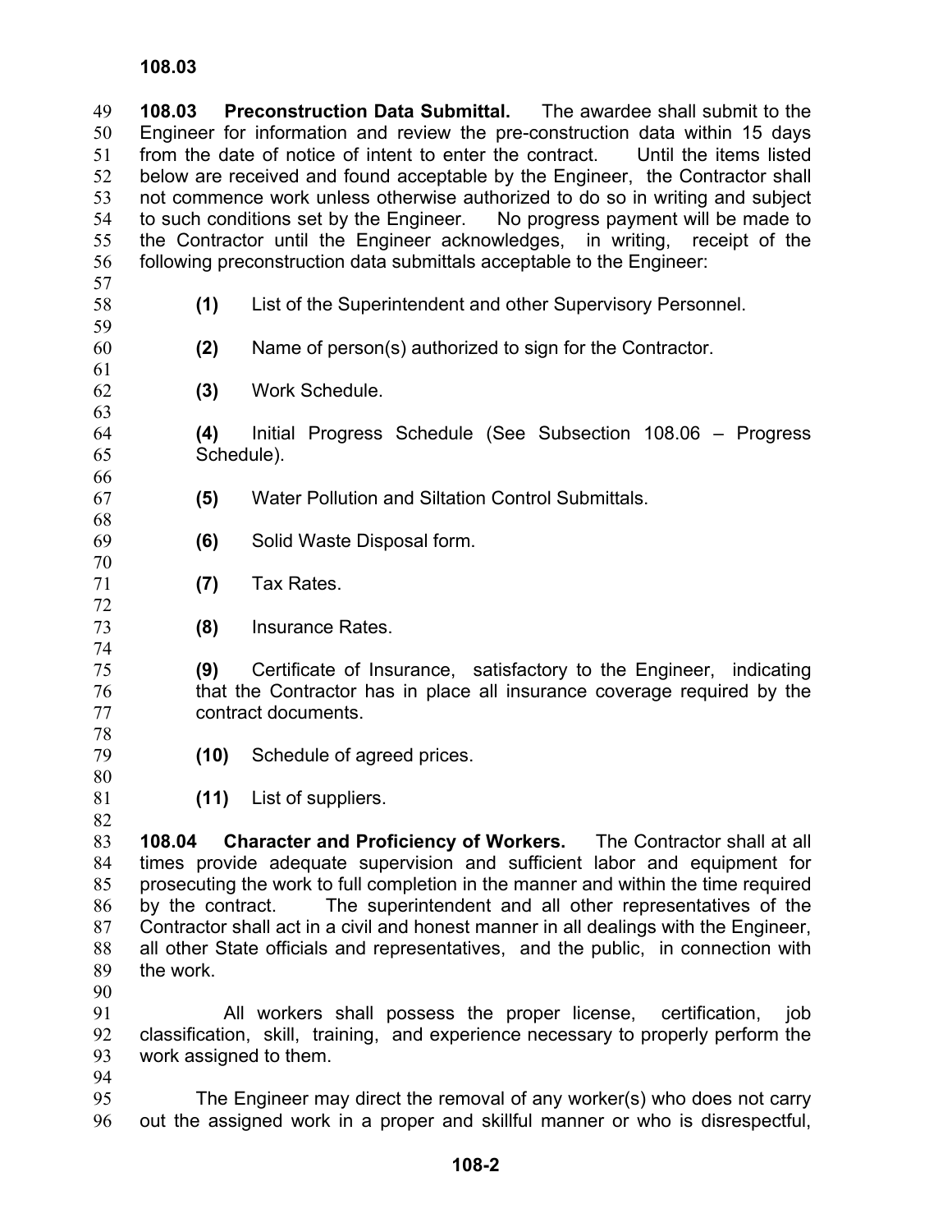**108.03 Preconstruction Data Submittal.** The awardee shall submit to the Engineer for information and review the pre-construction data within 15 days from the date of notice of intent to enter the contract. Until the items listed below are received and found acceptable by the Engineer, the Contractor shall not commence work unless otherwise authorized to do so in writing and subject to such conditions set by the Engineer. No progress payment will be made to the Contractor until the Engineer acknowledges, in writing, receipt of the following preconstruction data submittals acceptable to the Engineer:

**(1)** List of the Superintendent and other Supervisory Personnel.

**(2)** Name of person(s) authorized to sign for the Contractor.

**(3)** Work Schedule.

**(4)** Initial Progress Schedule (See Subsection 108.06 – Progress Schedule).

**(5)** Water Pollution and Siltation Control Submittals.

**(6)** Solid Waste Disposal form.

**(7)** Tax Rates.

**(8)** Insurance Rates.

**(9)** Certificate of Insurance, satisfactory to the Engineer, indicating that the Contractor has in place all insurance coverage required by the contract documents.

**(10)** Schedule of agreed prices.

**(11)** List of suppliers.

**108.04 Character and Proficiency of Workers.** The Contractor shall at all times provide adequate supervision and sufficient labor and equipment for prosecuting the work to full completion in the manner and within the time required by the contract. The superintendent and all other representatives of the Contractor shall act in a civil and honest manner in all dealings with the Engineer, all other State officials and representatives, and the public, in connection with the work.

All workers shall possess the proper license, certification, job classification, skill, training, and experience necessary to properly perform the work assigned to them.

The Engineer may direct the removal of any worker(s) who does not carry out the assigned work in a proper and skillful manner or who is disrespectful,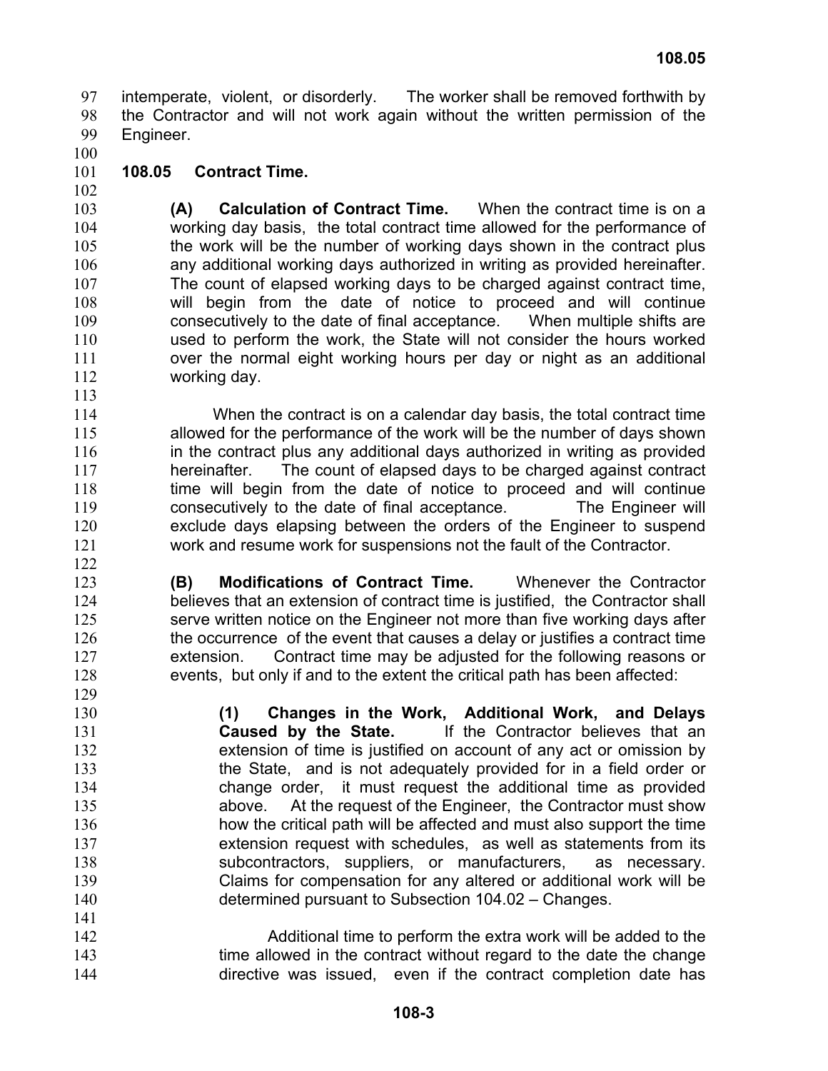intemperate, violent, or disorderly. The worker shall be removed forthwith by the Contractor and will not work again without the written permission of the Engineer.

## 108.05 Contract Time.

**(A) Calculation of Contract Time.** When the contract time is on a working day basis, the total contract time allowed for the performance of the work will be the number of working days shown in the contract plus any additional working days authorized in writing as provided hereinafter. The count of elapsed working days to be charged against contract time, will begin from the date of notice to proceed and will continue consecutively to the date of final acceptance. When multiple shifts are used to perform the work, the State will not consider the hours worked over the normal eight working hours per day or night as an additional working day.

When the contract is on a calendar day basis, the total contract time allowed for the performance of the work will be the number of days shown in the contract plus any additional days authorized in writing as provided hereinafter. The count of elapsed days to be charged against contract time will begin from the date of notice to proceed and will continue consecutively to the date of final acceptance. The Engineer will exclude days elapsing between the orders of the Engineer to suspend work and resume work for suspensions not the fault of the Contractor.

**(B) Modifications of Contract Time.** Whenever the Contractor believes that an extension of contract time is justified, the Contractor shall serve written notice on the Engineer not more than five working days after the occurrence of the event that causes a delay or justifies a contract time extension. Contract time may be adjusted for the following reasons or events, but only if and to the extent the critical path has been affected:

**(1) Changes in the Work, Additional Work, and Delays Caused by the State.** If the Contractor believes that an extension of time is justified on account of any act or omission by the State, and is not adequately provided for in a field order or change order, it must request the additional time as provided above. At the request of the Engineer, the Contractor must show how the critical path will be affected and must also support the time extension request with schedules, as well as statements from its subcontractors, suppliers, or manufacturers, as necessary. Claims for compensation for any altered or additional work will be determined pursuant to Subsection 104.02 – Changes.

Additional time to perform the extra work will be added to the time allowed in the contract without regard to the date the change directive was issued, even if the contract completion date has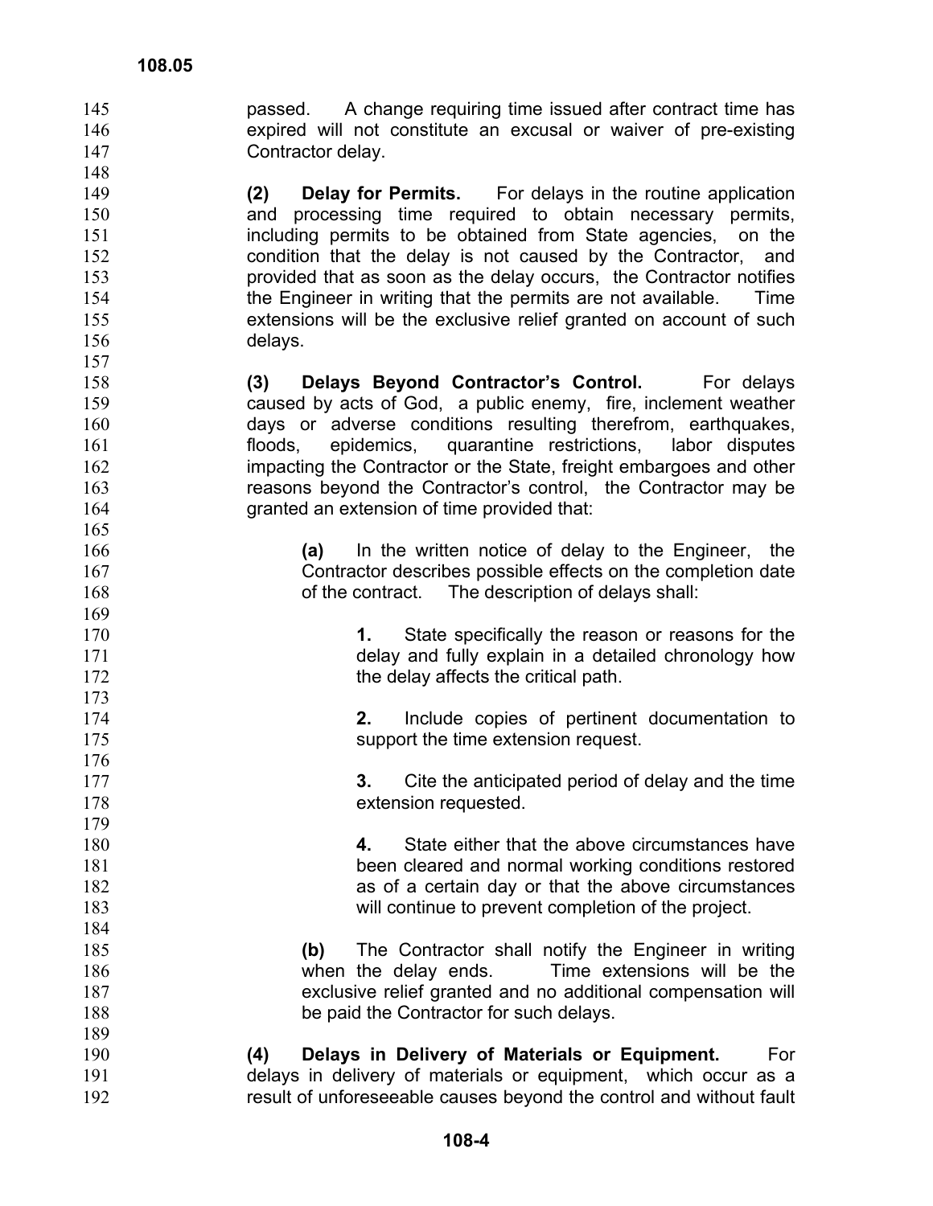passed. A change requiring time issued after contract time has expired will not constitute an excusal or waiver of pre-existing Contractor delay.

**(2) Delay for Permits.** For delays in the routine application and processing time required to obtain necessary permits, including permits to be obtained from State agencies, on the condition that the delay is not caused by the Contractor, and provided that as soon as the delay occurs, the Contractor notifies the Engineer in writing that the permits are not available. Time extensions will be the exclusive relief granted on account of such delays.

**(3) Delays Beyond Contractor's Control.** For delays caused by acts of God, a public enemy, fire, inclement weather days or adverse conditions resulting therefrom, earthquakes, floods, epidemics, quarantine restrictions, labor disputes impacting the Contractor or the State, freight embargoes and other reasons beyond the Contractor's control, the Contractor may be granted an extension of time provided that:

> **(a)** In the written notice of delay to the Engineer, the Contractor describes possible effects on the completion date of the contract. The description of delays shall:
>
> > **1.** State specifically the reason or reasons for the delay and fully explain in a detailed chronology how the delay affects the critical path.
> >
> > **2.** Include copies of pertinent documentation to support the time extension request.
> >
> > **3.** Cite the anticipated period of delay and the time extension requested.
> >
> > **4.** State either that the above circumstances have been cleared and normal working conditions restored as of a certain day or that the above circumstances will continue to prevent completion of the project.
>
> **(b)** The Contractor shall notify the Engineer in writing when the delay ends. Time extensions will be the exclusive relief granted and no additional compensation will be paid the Contractor for such delays.

**(4) Delays in Delivery of Materials or Equipment.** For delays in delivery of materials or equipment, which occur as a result of unforeseeable causes beyond the control and without fault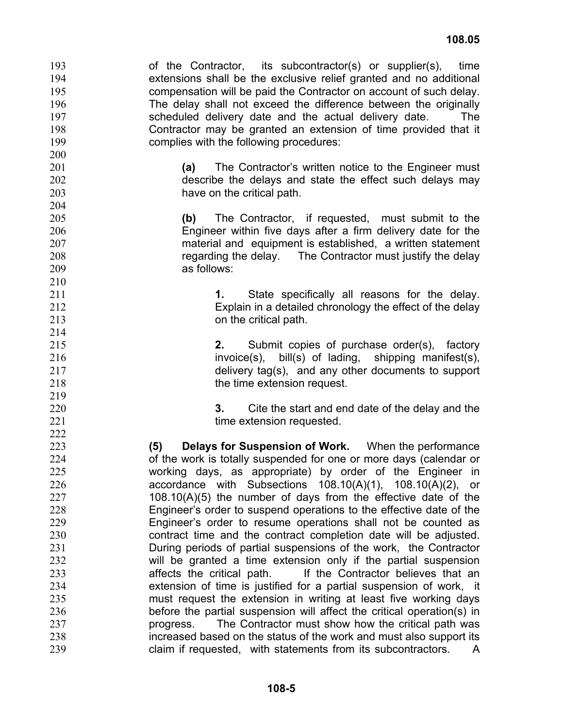of the Contractor, its subcontractor(s) or supplier(s), time extensions shall be the exclusive relief granted and no additional compensation will be paid the Contractor on account of such delay. The delay shall not exceed the difference between the originally scheduled delivery date and the actual delivery date. The Contractor may be granted an extension of time provided that it complies with the following procedures:

**(a)** The Contractor's written notice to the Engineer must describe the delays and state the effect such delays may have on the critical path.

**(b)** The Contractor, if requested, must submit to the Engineer within five days after a firm delivery date for the material and equipment is established, a written statement regarding the delay. The Contractor must justify the delay as follows:

**1.** State specifically all reasons for the delay. Explain in a detailed chronology the effect of the delay on the critical path.

**2.** Submit copies of purchase order(s), factory invoice(s), bill(s) of lading, shipping manifest(s), delivery tag(s), and any other documents to support the time extension request.

**3.** Cite the start and end date of the delay and the time extension requested.

**(5) Delays for Suspension of Work.** When the performance of the work is totally suspended for one or more days (calendar or working days, as appropriate) by order of the Engineer in accordance with Subsections 108.10(A)(1), 108.10(A)(2), or 108.10(A)(5) the number of days from the effective date of the Engineer's order to suspend operations to the effective date of the Engineer's order to resume operations shall not be counted as contract time and the contract completion date will be adjusted. During periods of partial suspensions of the work, the Contractor will be granted a time extension only if the partial suspension affects the critical path. If the Contractor believes that an extension of time is justified for a partial suspension of work, it must request the extension in writing at least five working days before the partial suspension will affect the critical operation(s) in progress. The Contractor must show how the critical path was increased based on the status of the work and must also support its claim if requested, with statements from its subcontractors. A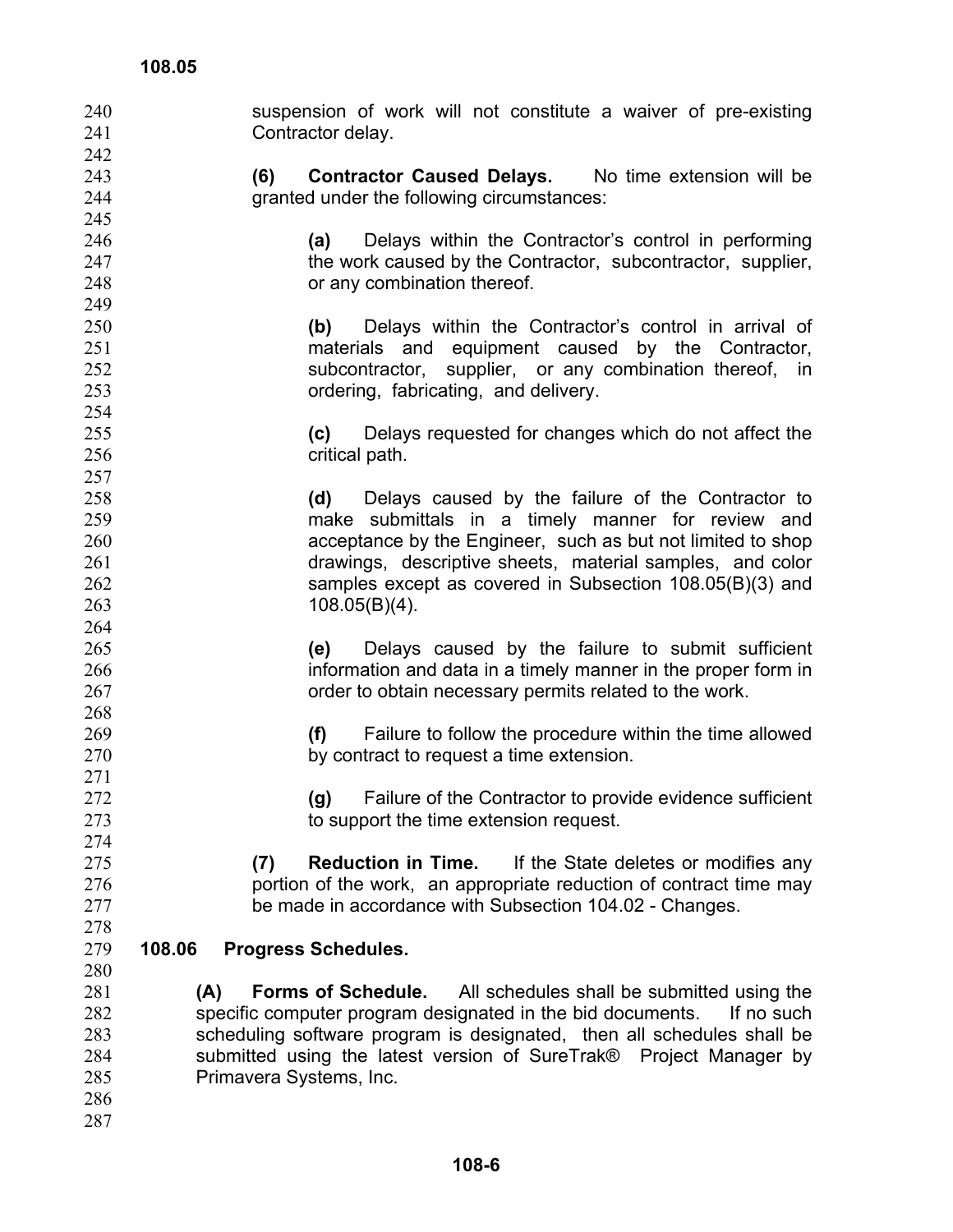suspension of work will not constitute a waiver of pre-existing Contractor delay.

**(6) Contractor Caused Delays.** No time extension will be granted under the following circumstances:

**(a)** Delays within the Contractor's control in performing the work caused by the Contractor, subcontractor, supplier, or any combination thereof.

**(b)** Delays within the Contractor's control in arrival of materials and equipment caused by the Contractor, subcontractor, supplier, or any combination thereof, in ordering, fabricating, and delivery.

**(c)** Delays requested for changes which do not affect the critical path.

**(d)** Delays caused by the failure of the Contractor to make submittals in a timely manner for review and acceptance by the Engineer, such as but not limited to shop drawings, descriptive sheets, material samples, and color samples except as covered in Subsection 108.05(B)(3) and 108.05(B)(4).

**(e)** Delays caused by the failure to submit sufficient information and data in a timely manner in the proper form in order to obtain necessary permits related to the work.

**(f)** Failure to follow the procedure within the time allowed by contract to request a time extension.

**(g)** Failure of the Contractor to provide evidence sufficient to support the time extension request.

**(7) Reduction in Time.** If the State deletes or modifies any portion of the work, an appropriate reduction of contract time may be made in accordance with Subsection 104.02 - Changes.

## 108.06 Progress Schedules.

**(A) Forms of Schedule.** All schedules shall be submitted using the specific computer program designated in the bid documents. If no such scheduling software program is designated, then all schedules shall be submitted using the latest version of SureTrak® Project Manager by Primavera Systems, Inc.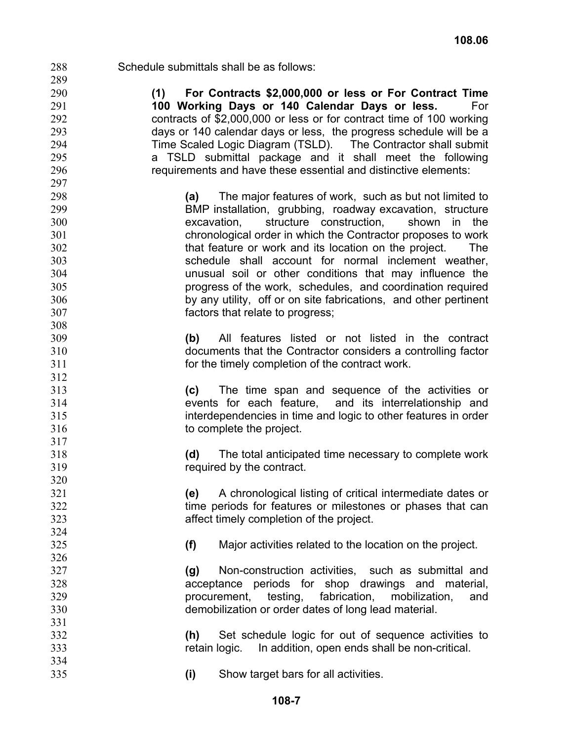Schedule submittals shall be as follows:

**(1) For Contracts $2,000,000 or less or For Contract Time 100 Working Days or 140 Calendar Days or less.** For contracts of $2,000,000 or less or for contract time of 100 working days or 140 calendar days or less, the progress schedule will be a Time Scaled Logic Diagram (TSLD). The Contractor shall submit a TSLD submittal package and it shall meet the following requirements and have these essential and distinctive elements:

**(a)** The major features of work, such as but not limited to BMP installation, grubbing, roadway excavation, structure excavation, structure construction, shown in the chronological order in which the Contractor proposes to work that feature or work and its location on the project. The schedule shall account for normal inclement weather, unusual soil or other conditions that may influence the progress of the work, schedules, and coordination required by any utility, off or on site fabrications, and other pertinent factors that relate to progress;

**(b)** All features listed or not listed in the contract documents that the Contractor considers a controlling factor for the timely completion of the contract work.

**(c)** The time span and sequence of the activities or events for each feature, and its interrelationship and interdependencies in time and logic to other features in order to complete the project.

**(d)** The total anticipated time necessary to complete work required by the contract.

**(e)** A chronological listing of critical intermediate dates or time periods for features or milestones or phases that can affect timely completion of the project.

**(f)** Major activities related to the location on the project.

**(g)** Non-construction activities, such as submittal and acceptance periods for shop drawings and material, procurement, testing, fabrication, mobilization, and demobilization or order dates of long lead material.

**(h)** Set schedule logic for out of sequence activities to retain logic. In addition, open ends shall be non-critical.

**(i)** Show target bars for all activities.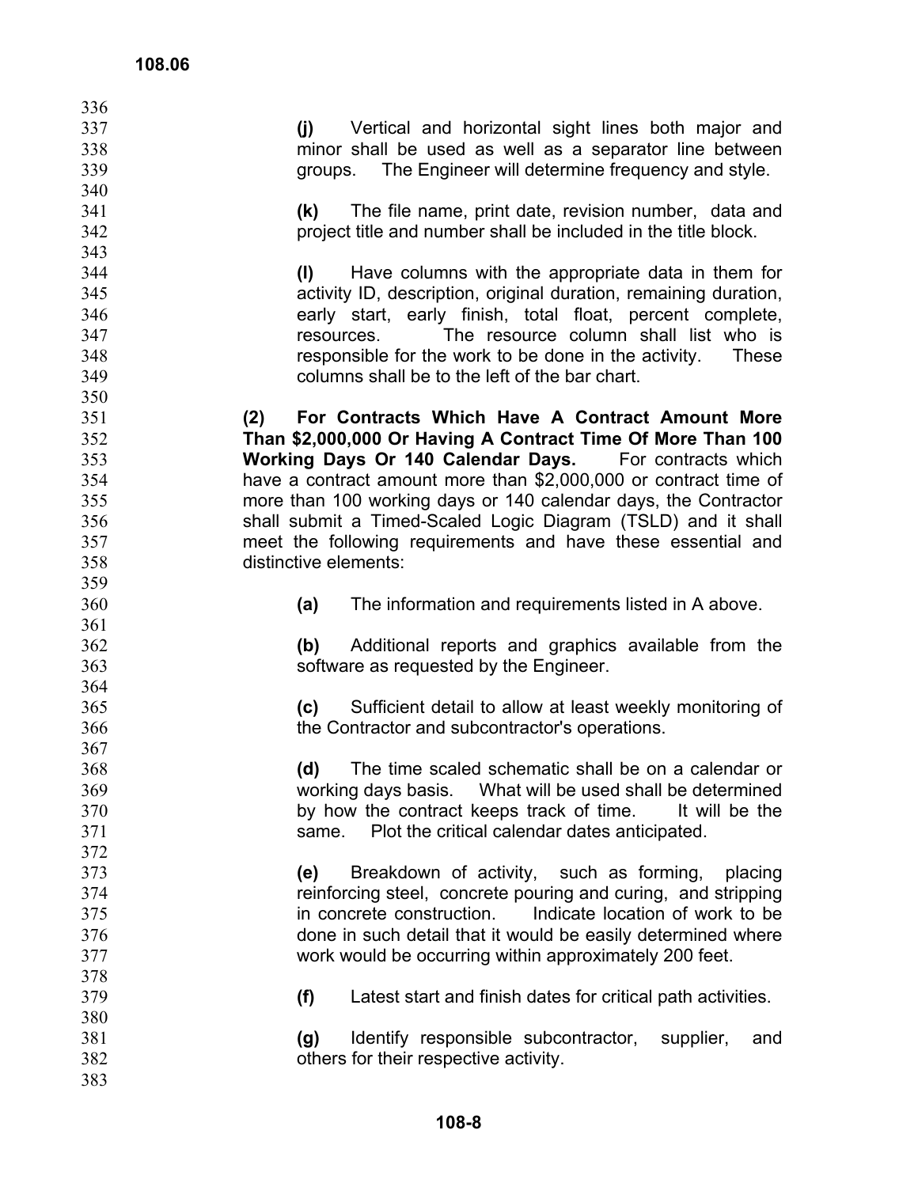**(j)** Vertical and horizontal sight lines both major and minor shall be used as well as a separator line between groups. The Engineer will determine frequency and style.

**(k)** The file name, print date, revision number, data and project title and number shall be included in the title block.

**(l)** Have columns with the appropriate data in them for activity ID, description, original duration, remaining duration, early start, early finish, total float, percent complete, resources. The resource column shall list who is responsible for the work to be done in the activity. These columns shall be to the left of the bar chart.

**(2) For Contracts Which Have A Contract Amount More Than $2,000,000 Or Having A Contract Time Of More Than 100 Working Days Or 140 Calendar Days.** For contracts which have a contract amount more than $2,000,000 or contract time of more than 100 working days or 140 calendar days, the Contractor shall submit a Timed-Scaled Logic Diagram (TSLD) and it shall meet the following requirements and have these essential and distinctive elements:

**(a)** The information and requirements listed in A above.

**(b)** Additional reports and graphics available from the software as requested by the Engineer.

**(c)** Sufficient detail to allow at least weekly monitoring of the Contractor and subcontractor's operations.

**(d)** The time scaled schematic shall be on a calendar or working days basis. What will be used shall be determined by how the contract keeps track of time. It will be the same. Plot the critical calendar dates anticipated.

**(e)** Breakdown of activity, such as forming, placing reinforcing steel, concrete pouring and curing, and stripping in concrete construction. Indicate location of work to be done in such detail that it would be easily determined where work would be occurring within approximately 200 feet.

**(f)** Latest start and finish dates for critical path activities.

**(g)** Identify responsible subcontractor, supplier, and others for their respective activity.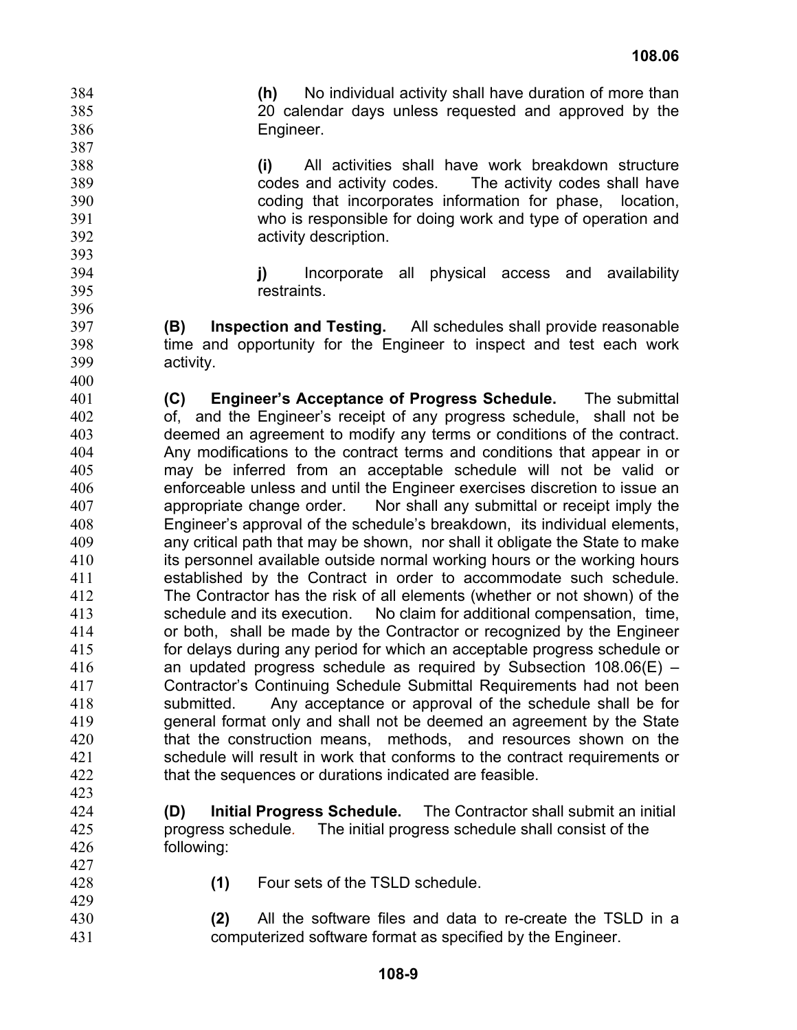**(h)** No individual activity shall have duration of more than 20 calendar days unless requested and approved by the Engineer.

**(i)** All activities shall have work breakdown structure codes and activity codes. The activity codes shall have coding that incorporates information for phase, location, who is responsible for doing work and type of operation and activity description.

**j)** Incorporate all physical access and availability restraints.

**(B) Inspection and Testing.** All schedules shall provide reasonable time and opportunity for the Engineer to inspect and test each work activity.

**(C) Engineer's Acceptance of Progress Schedule.** The submittal of, and the Engineer's receipt of any progress schedule, shall not be deemed an agreement to modify any terms or conditions of the contract. Any modifications to the contract terms and conditions that appear in or may be inferred from an acceptable schedule will not be valid or enforceable unless and until the Engineer exercises discretion to issue an appropriate change order. Nor shall any submittal or receipt imply the Engineer's approval of the schedule's breakdown, its individual elements, any critical path that may be shown, nor shall it obligate the State to make its personnel available outside normal working hours or the working hours established by the Contract in order to accommodate such schedule. The Contractor has the risk of all elements (whether or not shown) of the schedule and its execution. No claim for additional compensation, time, or both, shall be made by the Contractor or recognized by the Engineer for delays during any period for which an acceptable progress schedule or an updated progress schedule as required by Subsection 108.06(E) – Contractor's Continuing Schedule Submittal Requirements had not been submitted. Any acceptance or approval of the schedule shall be for general format only and shall not be deemed an agreement by the State that the construction means, methods, and resources shown on the schedule will result in work that conforms to the contract requirements or that the sequences or durations indicated are feasible.

**(D) Initial Progress Schedule.** The Contractor shall submit an initial progress schedule. The initial progress schedule shall consist of the following:

**(1)** Four sets of the TSLD schedule.

**(2)** All the software files and data to re-create the TSLD in a computerized software format as specified by the Engineer.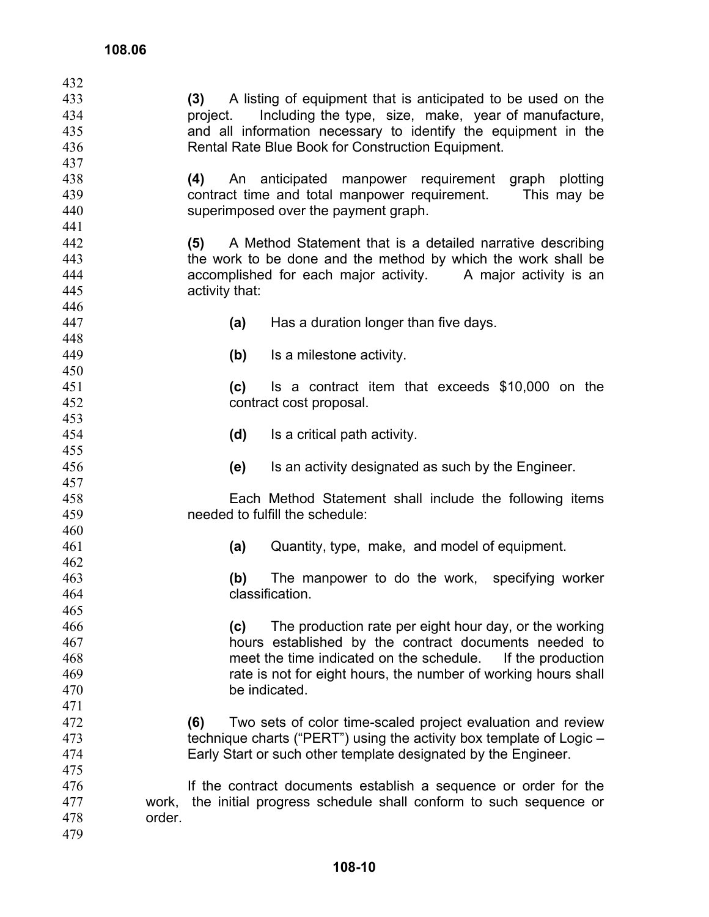**(3)** A listing of equipment that is anticipated to be used on the project. Including the type, size, make, year of manufacture, and all information necessary to identify the equipment in the Rental Rate Blue Book for Construction Equipment.

**(4)** An anticipated manpower requirement graph plotting contract time and total manpower requirement. This may be superimposed over the payment graph.

**(5)** A Method Statement that is a detailed narrative describing the work to be done and the method by which the work shall be accomplished for each major activity. A major activity is an activity that:

**(a)** Has a duration longer than five days.

**(b)** Is a milestone activity.

**(c)** Is a contract item that exceeds $10,000 on the contract cost proposal.

**(d)** Is a critical path activity.

**(e)** Is an activity designated as such by the Engineer.

Each Method Statement shall include the following items needed to fulfill the schedule:

**(a)** Quantity, type, make, and model of equipment.

**(b)** The manpower to do the work, specifying worker classification.

**(c)** The production rate per eight hour day, or the working hours established by the contract documents needed to meet the time indicated on the schedule. If the production rate is not for eight hours, the number of working hours shall be indicated.

**(6)** Two sets of color time-scaled project evaluation and review technique charts ("PERT") using the activity box template of Logic – Early Start or such other template designated by the Engineer.

If the contract documents establish a sequence or order for the work, the initial progress schedule shall conform to such sequence or order.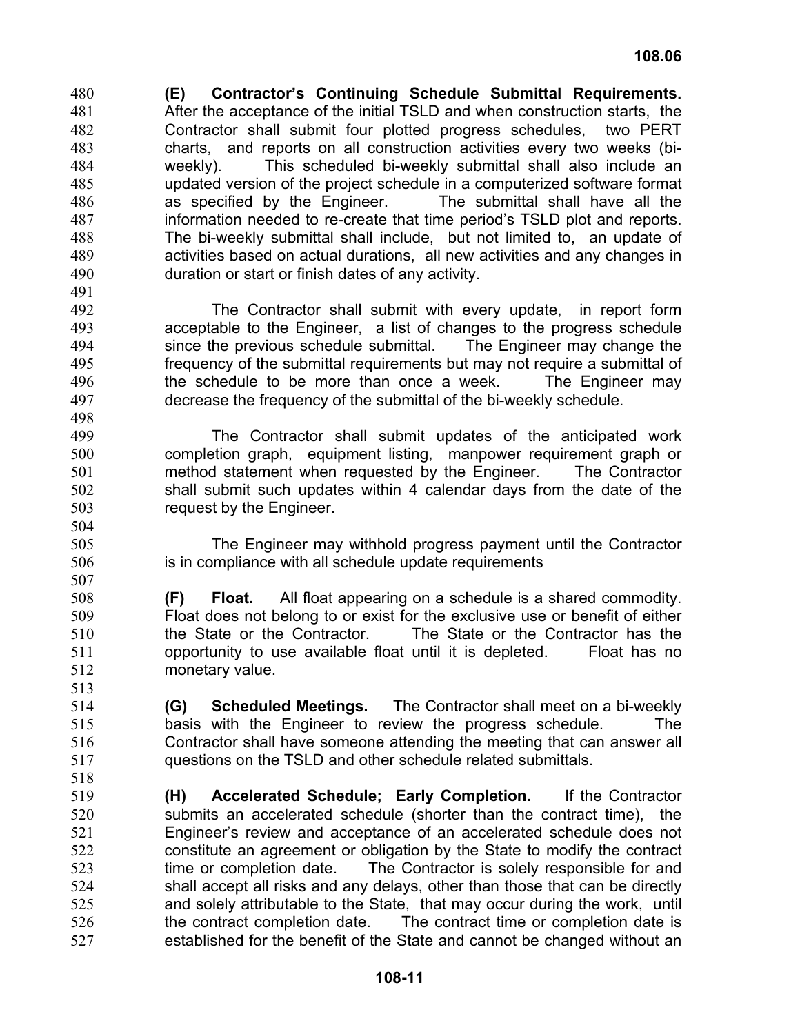**(E) Contractor's Continuing Schedule Submittal Requirements.** After the acceptance of the initial TSLD and when construction starts, the Contractor shall submit four plotted progress schedules, two PERT charts, and reports on all construction activities every two weeks (bi-weekly). This scheduled bi-weekly submittal shall also include an updated version of the project schedule in a computerized software format as specified by the Engineer. The submittal shall have all the information needed to re-create that time period's TSLD plot and reports. The bi-weekly submittal shall include, but not limited to, an update of activities based on actual durations, all new activities and any changes in duration or start or finish dates of any activity.

The Contractor shall submit with every update, in report form acceptable to the Engineer, a list of changes to the progress schedule since the previous schedule submittal. The Engineer may change the frequency of the submittal requirements but may not require a submittal of the schedule to be more than once a week. The Engineer may decrease the frequency of the submittal of the bi-weekly schedule.

The Contractor shall submit updates of the anticipated work completion graph, equipment listing, manpower requirement graph or method statement when requested by the Engineer. The Contractor shall submit such updates within 4 calendar days from the date of the request by the Engineer.

The Engineer may withhold progress payment until the Contractor is in compliance with all schedule update requirements

**(F) Float.** All float appearing on a schedule is a shared commodity. Float does not belong to or exist for the exclusive use or benefit of either the State or the Contractor. The State or the Contractor has the opportunity to use available float until it is depleted. Float has no monetary value.

**(G) Scheduled Meetings.** The Contractor shall meet on a bi-weekly basis with the Engineer to review the progress schedule. The Contractor shall have someone attending the meeting that can answer all questions on the TSLD and other schedule related submittals.

**(H) Accelerated Schedule; Early Completion.** If the Contractor submits an accelerated schedule (shorter than the contract time), the Engineer's review and acceptance of an accelerated schedule does not constitute an agreement or obligation by the State to modify the contract time or completion date. The Contractor is solely responsible for and shall accept all risks and any delays, other than those that can be directly and solely attributable to the State, that may occur during the work, until the contract completion date. The contract time or completion date is established for the benefit of the State and cannot be changed without an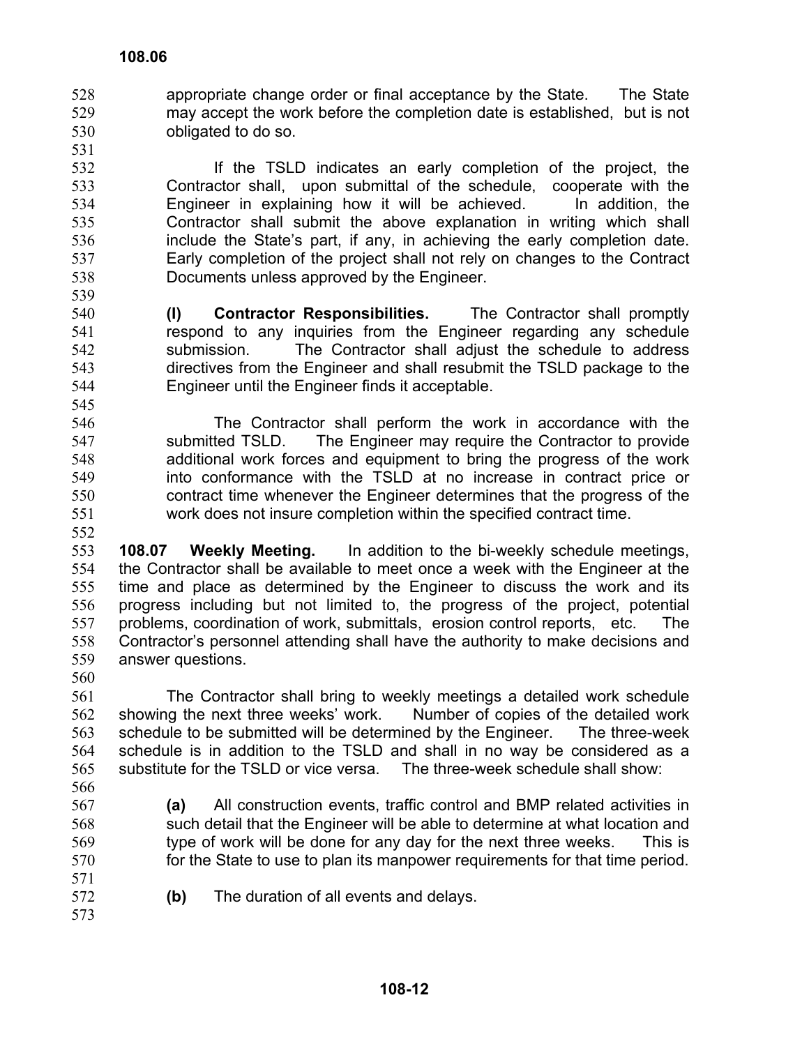appropriate change order or final acceptance by the State. The State may accept the work before the completion date is established, but is not obligated to do so.

If the TSLD indicates an early completion of the project, the Contractor shall, upon submittal of the schedule, cooperate with the Engineer in explaining how it will be achieved. In addition, the Contractor shall submit the above explanation in writing which shall include the State's part, if any, in achieving the early completion date. Early completion of the project shall not rely on changes to the Contract Documents unless approved by the Engineer.

**(l) Contractor Responsibilities.** The Contractor shall promptly respond to any inquiries from the Engineer regarding any schedule submission. The Contractor shall adjust the schedule to address directives from the Engineer and shall resubmit the TSLD package to the Engineer until the Engineer finds it acceptable.

The Contractor shall perform the work in accordance with the submitted TSLD. The Engineer may require the Contractor to provide additional work forces and equipment to bring the progress of the work into conformance with the TSLD at no increase in contract price or contract time whenever the Engineer determines that the progress of the work does not insure completion within the specified contract time.

**108.07 Weekly Meeting.** In addition to the bi-weekly schedule meetings, the Contractor shall be available to meet once a week with the Engineer at the time and place as determined by the Engineer to discuss the work and its progress including but not limited to, the progress of the project, potential problems, coordination of work, submittals, erosion control reports, etc. The Contractor's personnel attending shall have the authority to make decisions and answer questions.

The Contractor shall bring to weekly meetings a detailed work schedule showing the next three weeks' work. Number of copies of the detailed work schedule to be submitted will be determined by the Engineer. The three-week schedule is in addition to the TSLD and shall in no way be considered as a substitute for the TSLD or vice versa. The three-week schedule shall show:

**(a)** All construction events, traffic control and BMP related activities in such detail that the Engineer will be able to determine at what location and type of work will be done for any day for the next three weeks. This is for the State to use to plan its manpower requirements for that time period.

**(b)** The duration of all events and delays.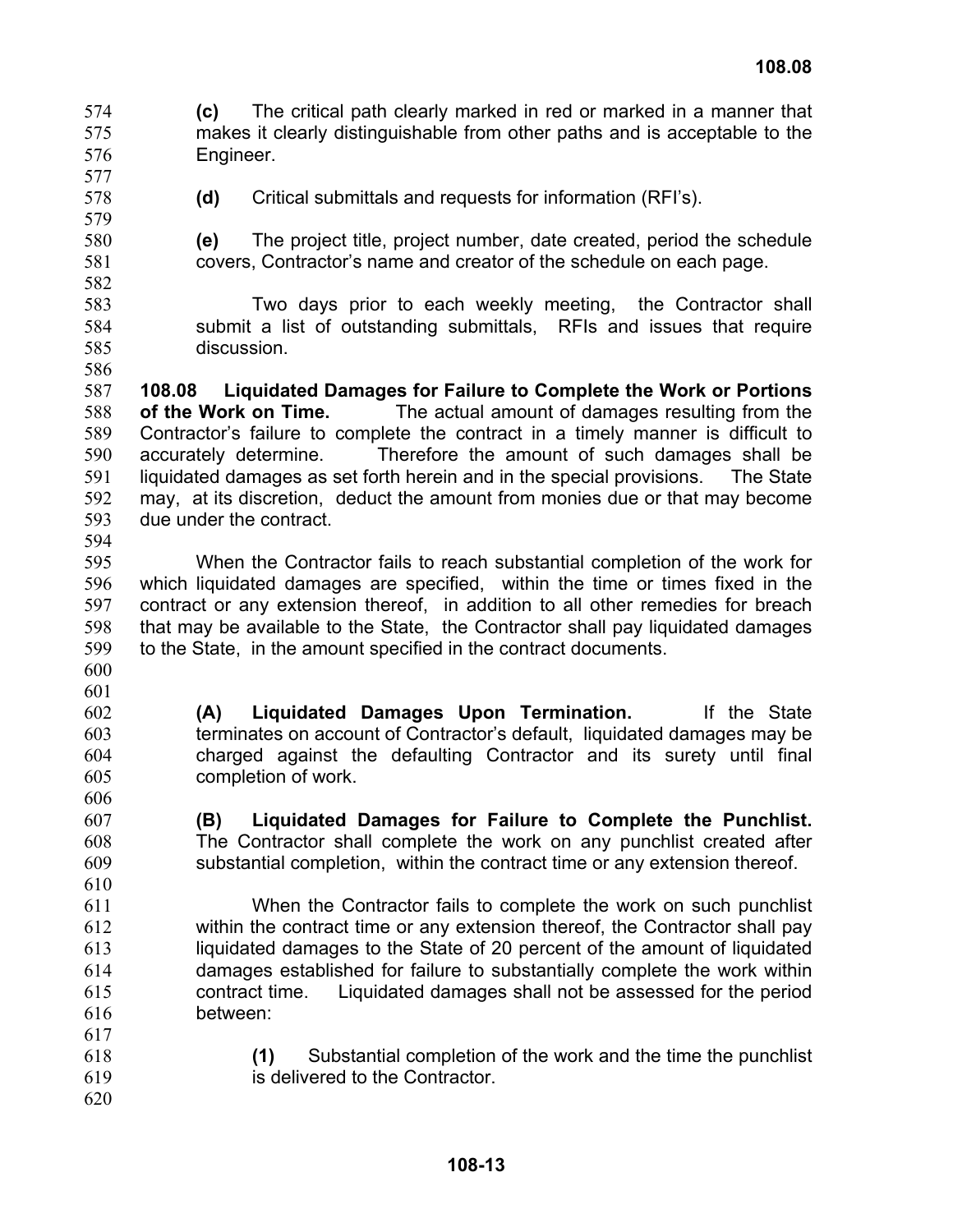**(c)** The critical path clearly marked in red or marked in a manner that makes it clearly distinguishable from other paths and is acceptable to the Engineer.

**(d)** Critical submittals and requests for information (RFI's).

**(e)** The project title, project number, date created, period the schedule covers, Contractor's name and creator of the schedule on each page.

Two days prior to each weekly meeting, the Contractor shall submit a list of outstanding submittals, RFIs and issues that require discussion.

**108.08 Liquidated Damages for Failure to Complete the Work or Portions of the Work on Time.** The actual amount of damages resulting from the Contractor's failure to complete the contract in a timely manner is difficult to accurately determine. Therefore the amount of such damages shall be liquidated damages as set forth herein and in the special provisions. The State may, at its discretion, deduct the amount from monies due or that may become due under the contract.

When the Contractor fails to reach substantial completion of the work for which liquidated damages are specified, within the time or times fixed in the contract or any extension thereof, in addition to all other remedies for breach that may be available to the State, the Contractor shall pay liquidated damages to the State, in the amount specified in the contract documents.

**(A) Liquidated Damages Upon Termination.** If the State terminates on account of Contractor's default, liquidated damages may be charged against the defaulting Contractor and its surety until final completion of work.

**(B) Liquidated Damages for Failure to Complete the Punchlist.** The Contractor shall complete the work on any punchlist created after substantial completion, within the contract time or any extension thereof.

When the Contractor fails to complete the work on such punchlist within the contract time or any extension thereof, the Contractor shall pay liquidated damages to the State of 20 percent of the amount of liquidated damages established for failure to substantially complete the work within contract time. Liquidated damages shall not be assessed for the period between:

**(1)** Substantial completion of the work and the time the punchlist is delivered to the Contractor.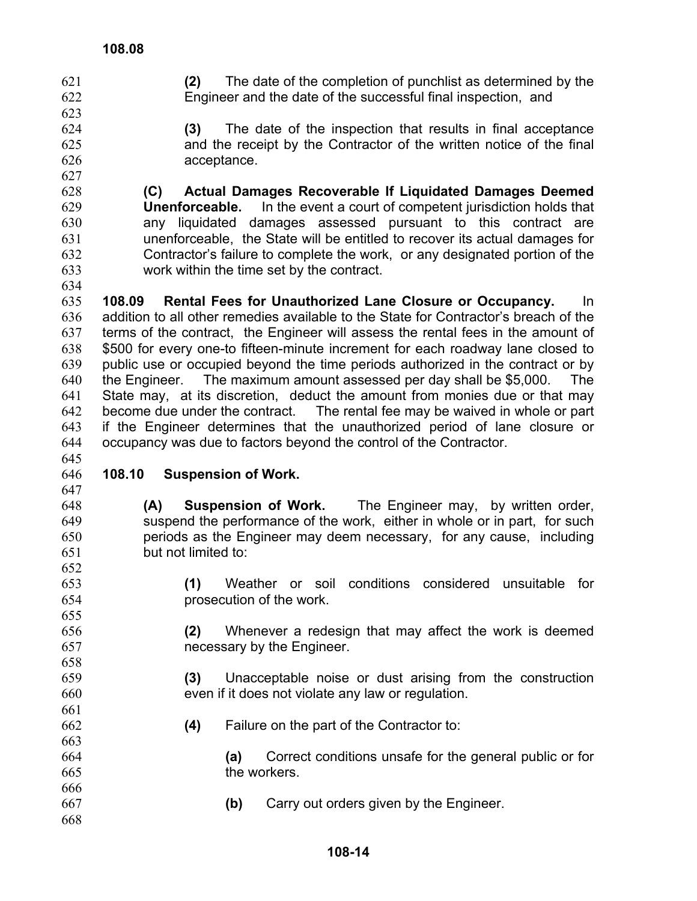**(2)** The date of the completion of punchlist as determined by the Engineer and the date of the successful final inspection, and

**(3)** The date of the inspection that results in final acceptance and the receipt by the Contractor of the written notice of the final acceptance.

**(C) Actual Damages Recoverable If Liquidated Damages Deemed Unenforceable.** In the event a court of competent jurisdiction holds that any liquidated damages assessed pursuant to this contract are unenforceable, the State will be entitled to recover its actual damages for Contractor's failure to complete the work, or any designated portion of the work within the time set by the contract.

**108.09 Rental Fees for Unauthorized Lane Closure or Occupancy.** In addition to all other remedies available to the State for Contractor's breach of the terms of the contract, the Engineer will assess the rental fees in the amount of $500 for every one-to fifteen-minute increment for each roadway lane closed to public use or occupied beyond the time periods authorized in the contract or by the Engineer. The maximum amount assessed per day shall be $5,000. The State may, at its discretion, deduct the amount from monies due or that may become due under the contract. The rental fee may be waived in whole or part if the Engineer determines that the unauthorized period of lane closure or occupancy was due to factors beyond the control of the Contractor.

**108.10 Suspension of Work.**

**(A) Suspension of Work.** The Engineer may, by written order, suspend the performance of the work, either in whole or in part, for such periods as the Engineer may deem necessary, for any cause, including but not limited to:

**(1)** Weather or soil conditions considered unsuitable for prosecution of the work.

**(2)** Whenever a redesign that may affect the work is deemed necessary by the Engineer.

**(3)** Unacceptable noise or dust arising from the construction even if it does not violate any law or regulation.

**(4)** Failure on the part of the Contractor to:

**(a)** Correct conditions unsafe for the general public or for the workers.

**(b)** Carry out orders given by the Engineer.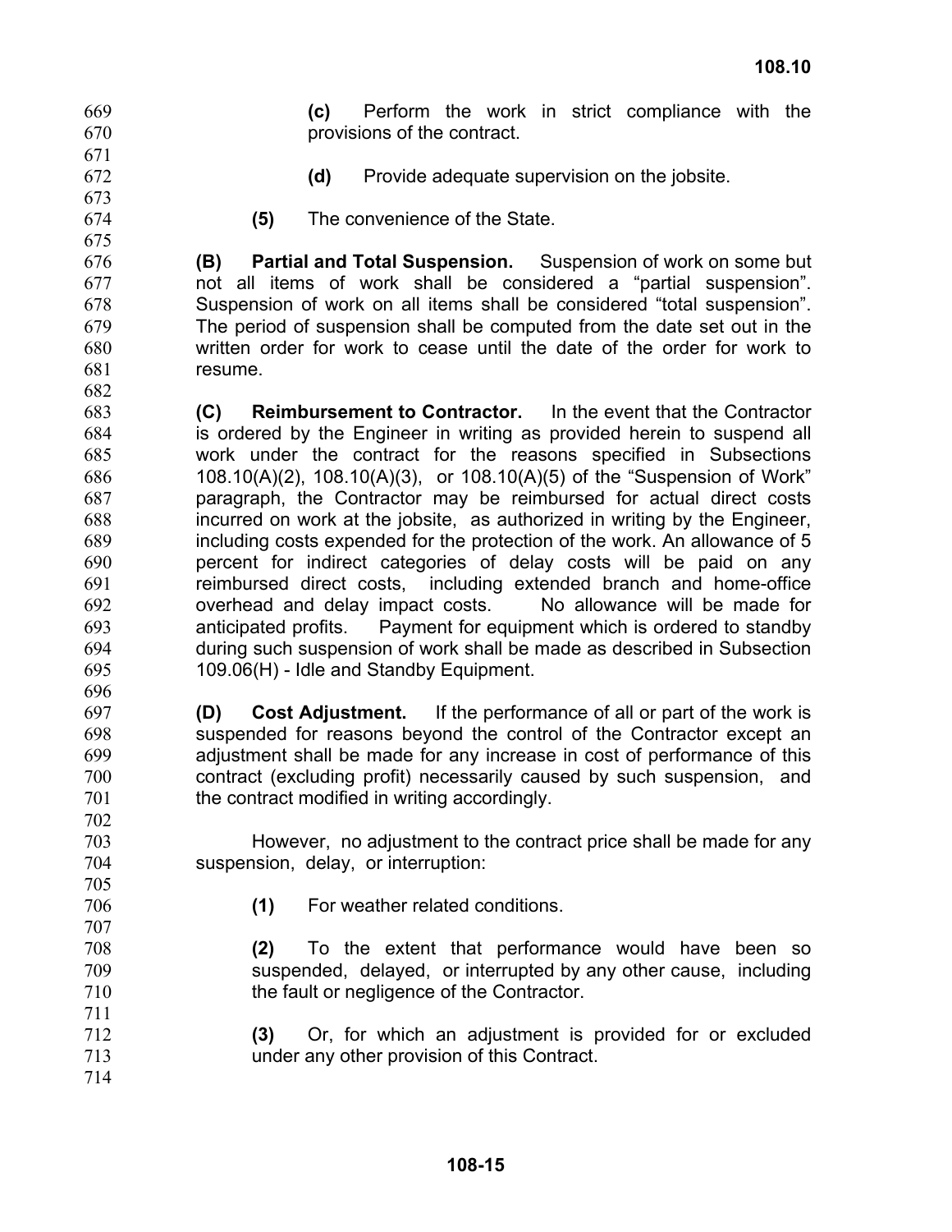**(c)** Perform the work in strict compliance with the provisions of the contract.

**(d)** Provide adequate supervision on the jobsite.

**(5)** The convenience of the State.

**(B) Partial and Total Suspension.** Suspension of work on some but not all items of work shall be considered a "partial suspension". Suspension of work on all items shall be considered "total suspension". The period of suspension shall be computed from the date set out in the written order for work to cease until the date of the order for work to resume.

**(C) Reimbursement to Contractor.** In the event that the Contractor is ordered by the Engineer in writing as provided herein to suspend all work under the contract for the reasons specified in Subsections 108.10(A)(2), 108.10(A)(3), or 108.10(A)(5) of the "Suspension of Work" paragraph, the Contractor may be reimbursed for actual direct costs incurred on work at the jobsite, as authorized in writing by the Engineer, including costs expended for the protection of the work. An allowance of 5 percent for indirect categories of delay costs will be paid on any reimbursed direct costs, including extended branch and home-office overhead and delay impact costs. No allowance will be made for anticipated profits. Payment for equipment which is ordered to standby during such suspension of work shall be made as described in Subsection 109.06(H) - Idle and Standby Equipment.

**(D) Cost Adjustment.** If the performance of all or part of the work is suspended for reasons beyond the control of the Contractor except an adjustment shall be made for any increase in cost of performance of this contract (excluding profit) necessarily caused by such suspension, and the contract modified in writing accordingly.

However, no adjustment to the contract price shall be made for any suspension, delay, or interruption:

**(1)** For weather related conditions.

**(2)** To the extent that performance would have been so suspended, delayed, or interrupted by any other cause, including the fault or negligence of the Contractor.

**(3)** Or, for which an adjustment is provided for or excluded under any other provision of this Contract.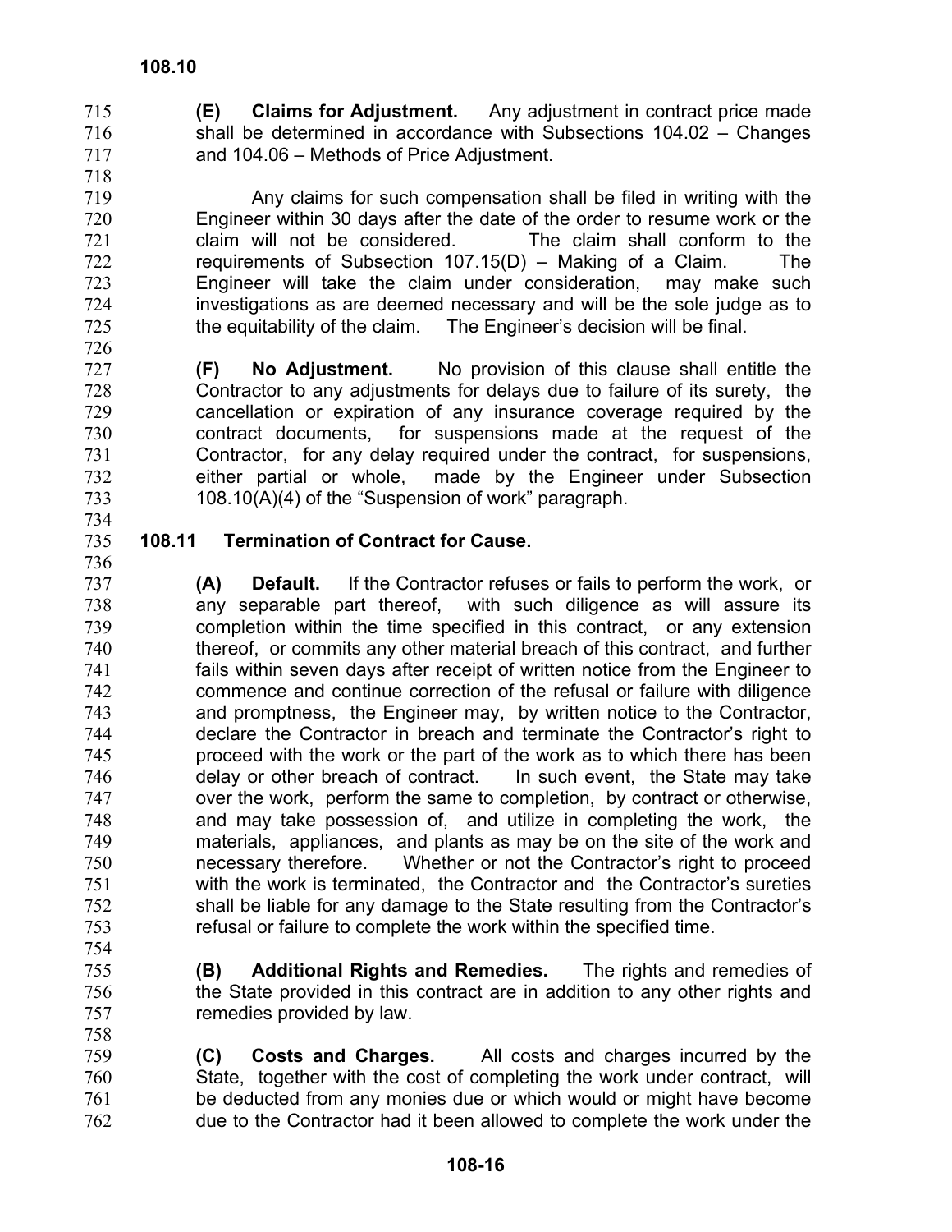**(E) Claims for Adjustment.** Any adjustment in contract price made shall be determined in accordance with Subsections 104.02 – Changes and 104.06 – Methods of Price Adjustment.

Any claims for such compensation shall be filed in writing with the Engineer within 30 days after the date of the order to resume work or the claim will not be considered. The claim shall conform to the requirements of Subsection 107.15(D) – Making of a Claim. The Engineer will take the claim under consideration, may make such investigations as are deemed necessary and will be the sole judge as to the equitability of the claim. The Engineer's decision will be final.

**(F) No Adjustment.** No provision of this clause shall entitle the Contractor to any adjustments for delays due to failure of its surety, the cancellation or expiration of any insurance coverage required by the contract documents, for suspensions made at the request of the Contractor, for any delay required under the contract, for suspensions, either partial or whole, made by the Engineer under Subsection 108.10(A)(4) of the "Suspension of work" paragraph.

## 108.11 Termination of Contract for Cause.

**(A) Default.** If the Contractor refuses or fails to perform the work, or any separable part thereof, with such diligence as will assure its completion within the time specified in this contract, or any extension thereof, or commits any other material breach of this contract, and further fails within seven days after receipt of written notice from the Engineer to commence and continue correction of the refusal or failure with diligence and promptness, the Engineer may, by written notice to the Contractor, declare the Contractor in breach and terminate the Contractor's right to proceed with the work or the part of the work as to which there has been delay or other breach of contract. In such event, the State may take over the work, perform the same to completion, by contract or otherwise, and may take possession of, and utilize in completing the work, the materials, appliances, and plants as may be on the site of the work and necessary therefore. Whether or not the Contractor's right to proceed with the work is terminated, the Contractor and the Contractor's sureties shall be liable for any damage to the State resulting from the Contractor's refusal or failure to complete the work within the specified time.

**(B) Additional Rights and Remedies.** The rights and remedies of the State provided in this contract are in addition to any other rights and remedies provided by law.

**(C) Costs and Charges.** All costs and charges incurred by the State, together with the cost of completing the work under contract, will be deducted from any monies due or which would or might have become due to the Contractor had it been allowed to complete the work under the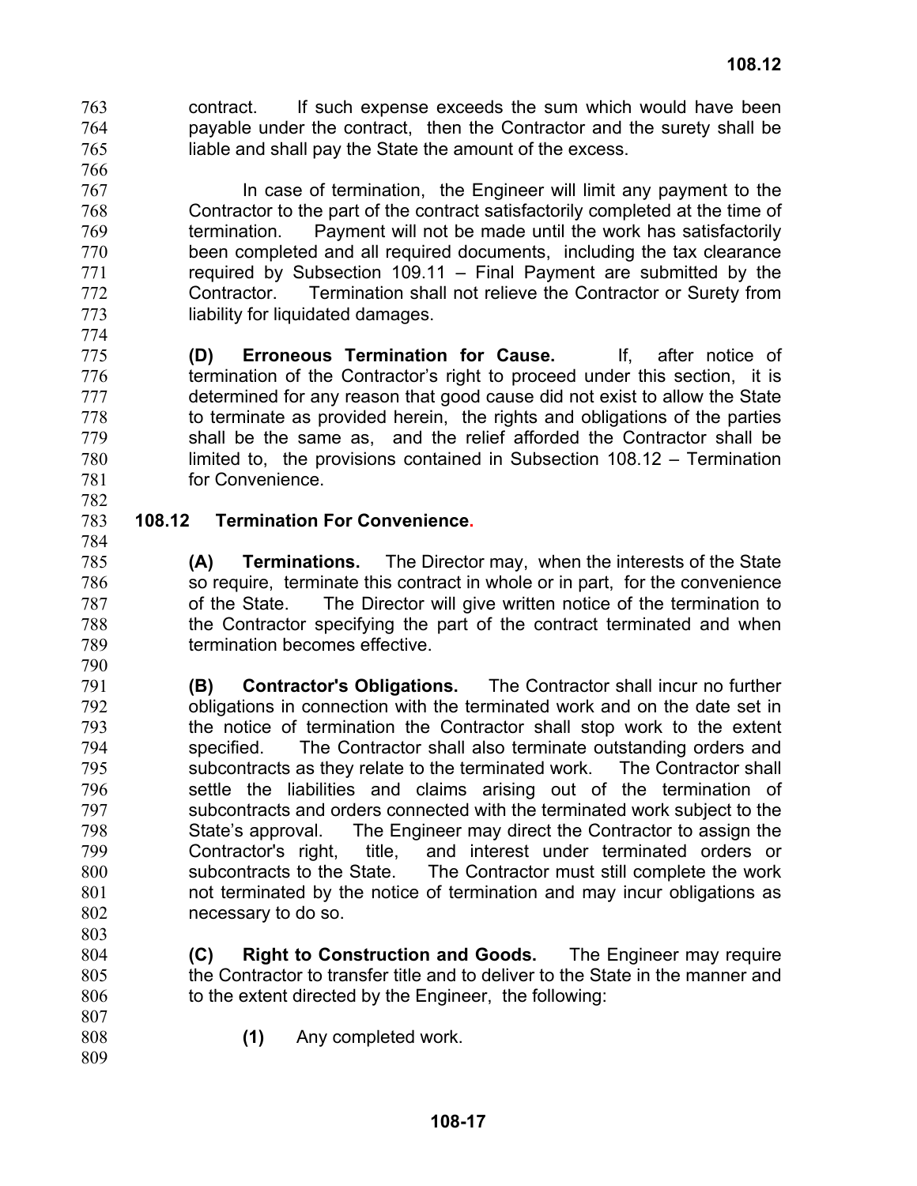contract. If such expense exceeds the sum which would have been payable under the contract, then the Contractor and the surety shall be liable and shall pay the State the amount of the excess.

In case of termination, the Engineer will limit any payment to the Contractor to the part of the contract satisfactorily completed at the time of termination. Payment will not be made until the work has satisfactorily been completed and all required documents, including the tax clearance required by Subsection 109.11 – Final Payment are submitted by the Contractor. Termination shall not relieve the Contractor or Surety from liability for liquidated damages.

**(D) Erroneous Termination for Cause.** If, after notice of termination of the Contractor's right to proceed under this section, it is determined for any reason that good cause did not exist to allow the State to terminate as provided herein, the rights and obligations of the parties shall be the same as, and the relief afforded the Contractor shall be limited to, the provisions contained in Subsection 108.12 – Termination for Convenience.

## 108.12 Termination For Convenience.

**(A) Terminations.** The Director may, when the interests of the State so require, terminate this contract in whole or in part, for the convenience of the State. The Director will give written notice of the termination to the Contractor specifying the part of the contract terminated and when termination becomes effective.

**(B) Contractor's Obligations.** The Contractor shall incur no further obligations in connection with the terminated work and on the date set in the notice of termination the Contractor shall stop work to the extent specified. The Contractor shall also terminate outstanding orders and subcontracts as they relate to the terminated work. The Contractor shall settle the liabilities and claims arising out of the termination of subcontracts and orders connected with the terminated work subject to the State's approval. The Engineer may direct the Contractor to assign the Contractor's right, title, and interest under terminated orders or subcontracts to the State. The Contractor must still complete the work not terminated by the notice of termination and may incur obligations as necessary to do so.

**(C) Right to Construction and Goods.** The Engineer may require the Contractor to transfer title and to deliver to the State in the manner and to the extent directed by the Engineer, the following:

**(1)** Any completed work.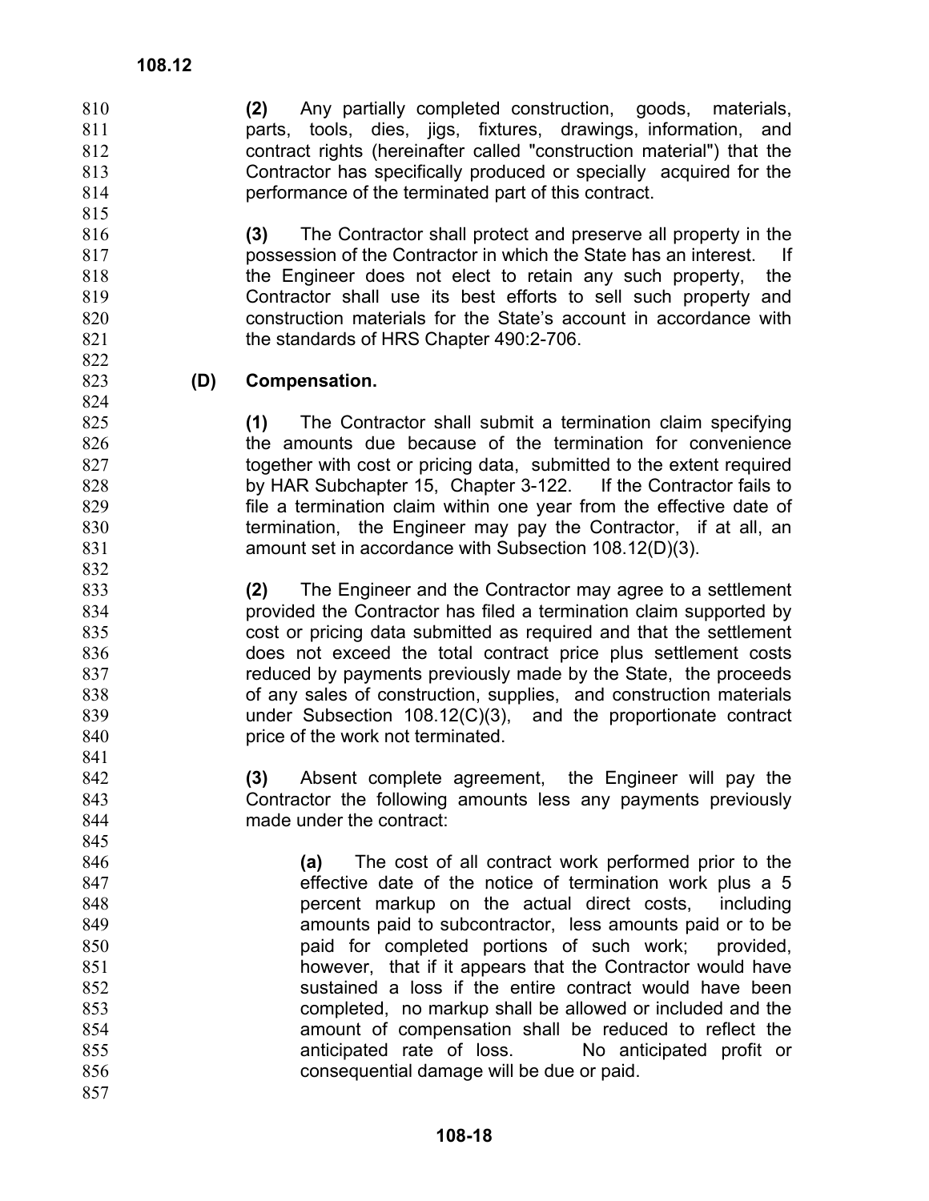**(2)** Any partially completed construction, goods, materials, parts, tools, dies, jigs, fixtures, drawings, information, and contract rights (hereinafter called "construction material") that the Contractor has specifically produced or specially acquired for the performance of the terminated part of this contract.

**(3)** The Contractor shall protect and preserve all property in the possession of the Contractor in which the State has an interest. If the Engineer does not elect to retain any such property, the Contractor shall use its best efforts to sell such property and construction materials for the State's account in accordance with the standards of HRS Chapter 490:2-706.

**(D) Compensation.**

**(1)** The Contractor shall submit a termination claim specifying the amounts due because of the termination for convenience together with cost or pricing data, submitted to the extent required by HAR Subchapter 15, Chapter 3-122. If the Contractor fails to file a termination claim within one year from the effective date of termination, the Engineer may pay the Contractor, if at all, an amount set in accordance with Subsection 108.12(D)(3).

**(2)** The Engineer and the Contractor may agree to a settlement provided the Contractor has filed a termination claim supported by cost or pricing data submitted as required and that the settlement does not exceed the total contract price plus settlement costs reduced by payments previously made by the State, the proceeds of any sales of construction, supplies, and construction materials under Subsection 108.12(C)(3), and the proportionate contract price of the work not terminated.

**(3)** Absent complete agreement, the Engineer will pay the Contractor the following amounts less any payments previously made under the contract:

**(a)** The cost of all contract work performed prior to the effective date of the notice of termination work plus a 5 percent markup on the actual direct costs, including amounts paid to subcontractor, less amounts paid or to be paid for completed portions of such work; provided, however, that if it appears that the Contractor would have sustained a loss if the entire contract would have been completed, no markup shall be allowed or included and the amount of compensation shall be reduced to reflect the anticipated rate of loss. No anticipated profit or consequential damage will be due or paid.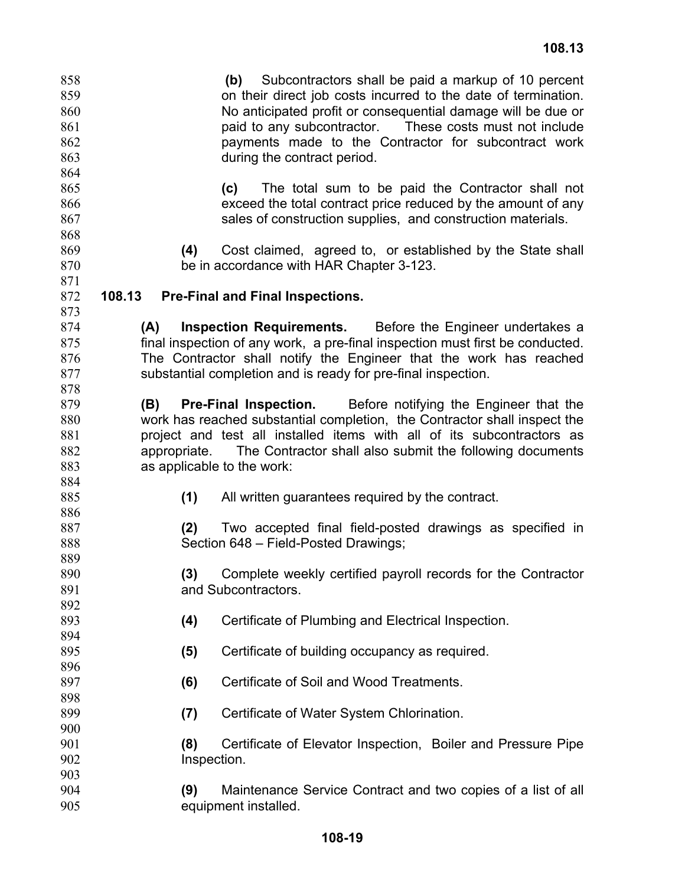**(b)** Subcontractors shall be paid a markup of 10 percent on their direct job costs incurred to the date of termination. No anticipated profit or consequential damage will be due or paid to any subcontractor. These costs must not include payments made to the Contractor for subcontract work during the contract period.

**(c)** The total sum to be paid the Contractor shall not exceed the total contract price reduced by the amount of any sales of construction supplies, and construction materials.

**(4)** Cost claimed, agreed to, or established by the State shall be in accordance with HAR Chapter 3-123.

## 108.13 Pre-Final and Final Inspections.

**(A) Inspection Requirements.** Before the Engineer undertakes a final inspection of any work, a pre-final inspection must first be conducted. The Contractor shall notify the Engineer that the work has reached substantial completion and is ready for pre-final inspection.

**(B) Pre-Final Inspection.** Before notifying the Engineer that the work has reached substantial completion, the Contractor shall inspect the project and test all installed items with all of its subcontractors as appropriate. The Contractor shall also submit the following documents as applicable to the work:

**(1)** All written guarantees required by the contract.

**(2)** Two accepted final field-posted drawings as specified in Section 648 – Field-Posted Drawings;

**(3)** Complete weekly certified payroll records for the Contractor and Subcontractors.

**(4)** Certificate of Plumbing and Electrical Inspection.

**(5)** Certificate of building occupancy as required.

**(6)** Certificate of Soil and Wood Treatments.

**(7)** Certificate of Water System Chlorination.

**(8)** Certificate of Elevator Inspection, Boiler and Pressure Pipe Inspection.

**(9)** Maintenance Service Contract and two copies of a list of all equipment installed.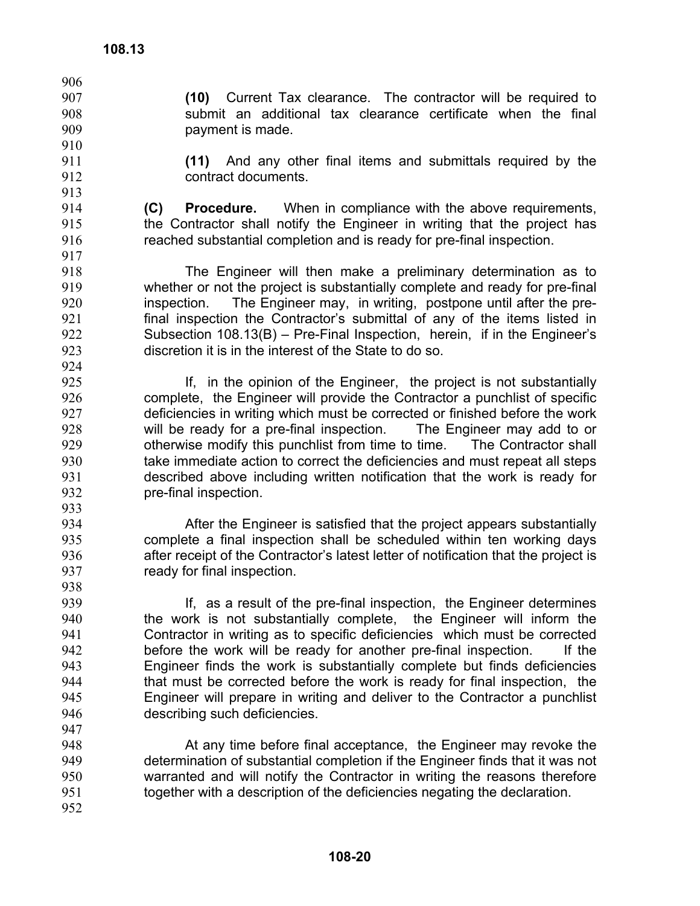**(10)** Current Tax clearance. The contractor will be required to submit an additional tax clearance certificate when the final payment is made.

**(11)** And any other final items and submittals required by the contract documents.

**(C) Procedure.** When in compliance with the above requirements, the Contractor shall notify the Engineer in writing that the project has reached substantial completion and is ready for pre-final inspection.

The Engineer will then make a preliminary determination as to whether or not the project is substantially complete and ready for pre-final inspection. The Engineer may, in writing, postpone until after the pre-final inspection the Contractor's submittal of any of the items listed in Subsection 108.13(B) – Pre-Final Inspection, herein, if in the Engineer's discretion it is in the interest of the State to do so.

If, in the opinion of the Engineer, the project is not substantially complete, the Engineer will provide the Contractor a punchlist of specific deficiencies in writing which must be corrected or finished before the work will be ready for a pre-final inspection. The Engineer may add to or otherwise modify this punchlist from time to time. The Contractor shall take immediate action to correct the deficiencies and must repeat all steps described above including written notification that the work is ready for pre-final inspection.

After the Engineer is satisfied that the project appears substantially complete a final inspection shall be scheduled within ten working days after receipt of the Contractor's latest letter of notification that the project is ready for final inspection.

If, as a result of the pre-final inspection, the Engineer determines the work is not substantially complete, the Engineer will inform the Contractor in writing as to specific deficiencies which must be corrected before the work will be ready for another pre-final inspection. If the Engineer finds the work is substantially complete but finds deficiencies that must be corrected before the work is ready for final inspection, the Engineer will prepare in writing and deliver to the Contractor a punchlist describing such deficiencies.

At any time before final acceptance, the Engineer may revoke the determination of substantial completion if the Engineer finds that it was not warranted and will notify the Contractor in writing the reasons therefore together with a description of the deficiencies negating the declaration.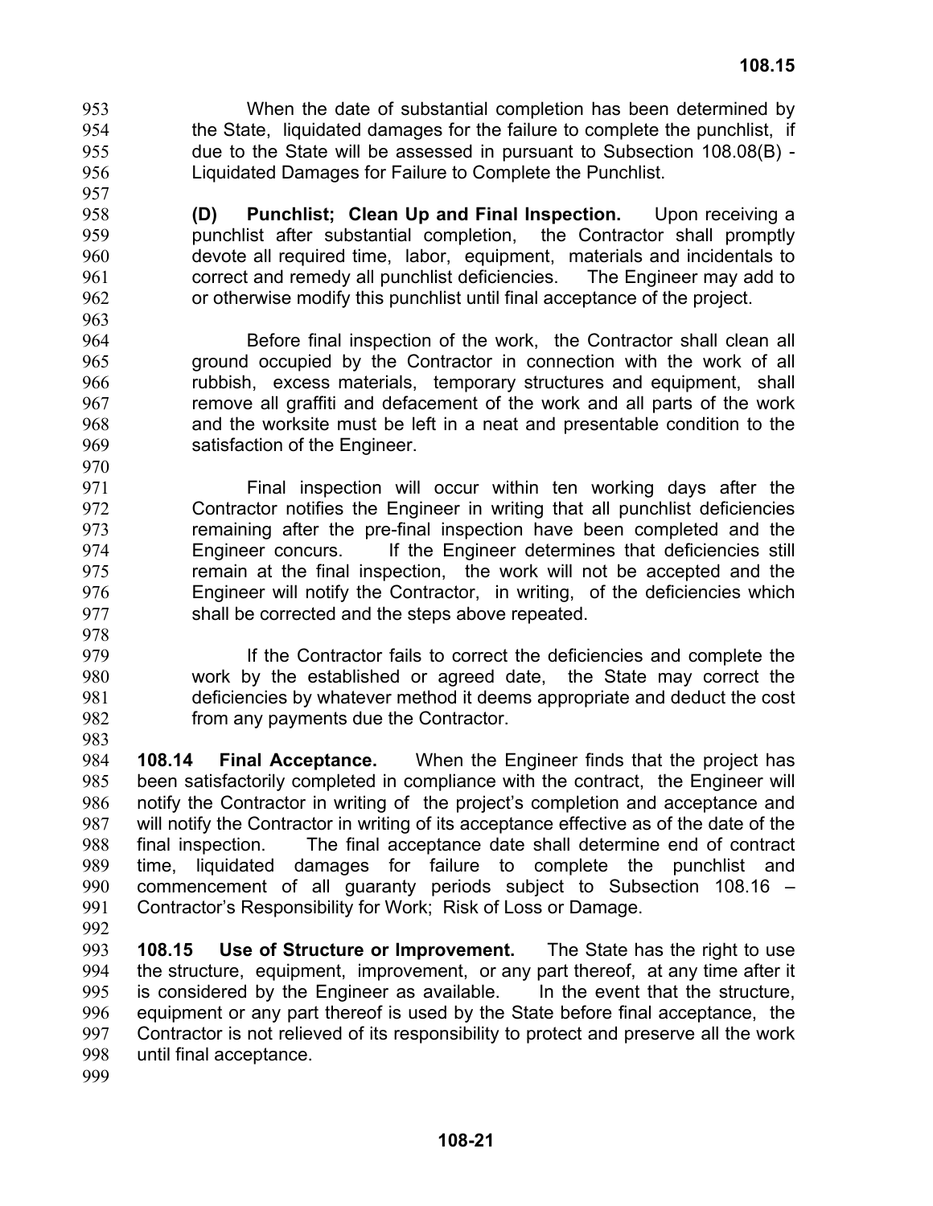When the date of substantial completion has been determined by the State, liquidated damages for the failure to complete the punchlist, if due to the State will be assessed in pursuant to Subsection 108.08(B) - Liquidated Damages for Failure to Complete the Punchlist.

**(D) Punchlist; Clean Up and Final Inspection.** Upon receiving a punchlist after substantial completion, the Contractor shall promptly devote all required time, labor, equipment, materials and incidentals to correct and remedy all punchlist deficiencies. The Engineer may add to or otherwise modify this punchlist until final acceptance of the project.

Before final inspection of the work, the Contractor shall clean all ground occupied by the Contractor in connection with the work of all rubbish, excess materials, temporary structures and equipment, shall remove all graffiti and defacement of the work and all parts of the work and the worksite must be left in a neat and presentable condition to the satisfaction of the Engineer.

Final inspection will occur within ten working days after the Contractor notifies the Engineer in writing that all punchlist deficiencies remaining after the pre-final inspection have been completed and the Engineer concurs. If the Engineer determines that deficiencies still remain at the final inspection, the work will not be accepted and the Engineer will notify the Contractor, in writing, of the deficiencies which shall be corrected and the steps above repeated.

If the Contractor fails to correct the deficiencies and complete the work by the established or agreed date, the State may correct the deficiencies by whatever method it deems appropriate and deduct the cost from any payments due the Contractor.

**108.14 Final Acceptance.** When the Engineer finds that the project has been satisfactorily completed in compliance with the contract, the Engineer will notify the Contractor in writing of the project's completion and acceptance and will notify the Contractor in writing of its acceptance effective as of the date of the final inspection. The final acceptance date shall determine end of contract time, liquidated damages for failure to complete the punchlist and commencement of all guaranty periods subject to Subsection 108.16 – Contractor's Responsibility for Work; Risk of Loss or Damage.

**108.15 Use of Structure or Improvement.** The State has the right to use the structure, equipment, improvement, or any part thereof, at any time after it is considered by the Engineer as available. In the event that the structure, equipment or any part thereof is used by the State before final acceptance, the Contractor is not relieved of its responsibility to protect and preserve all the work until final acceptance.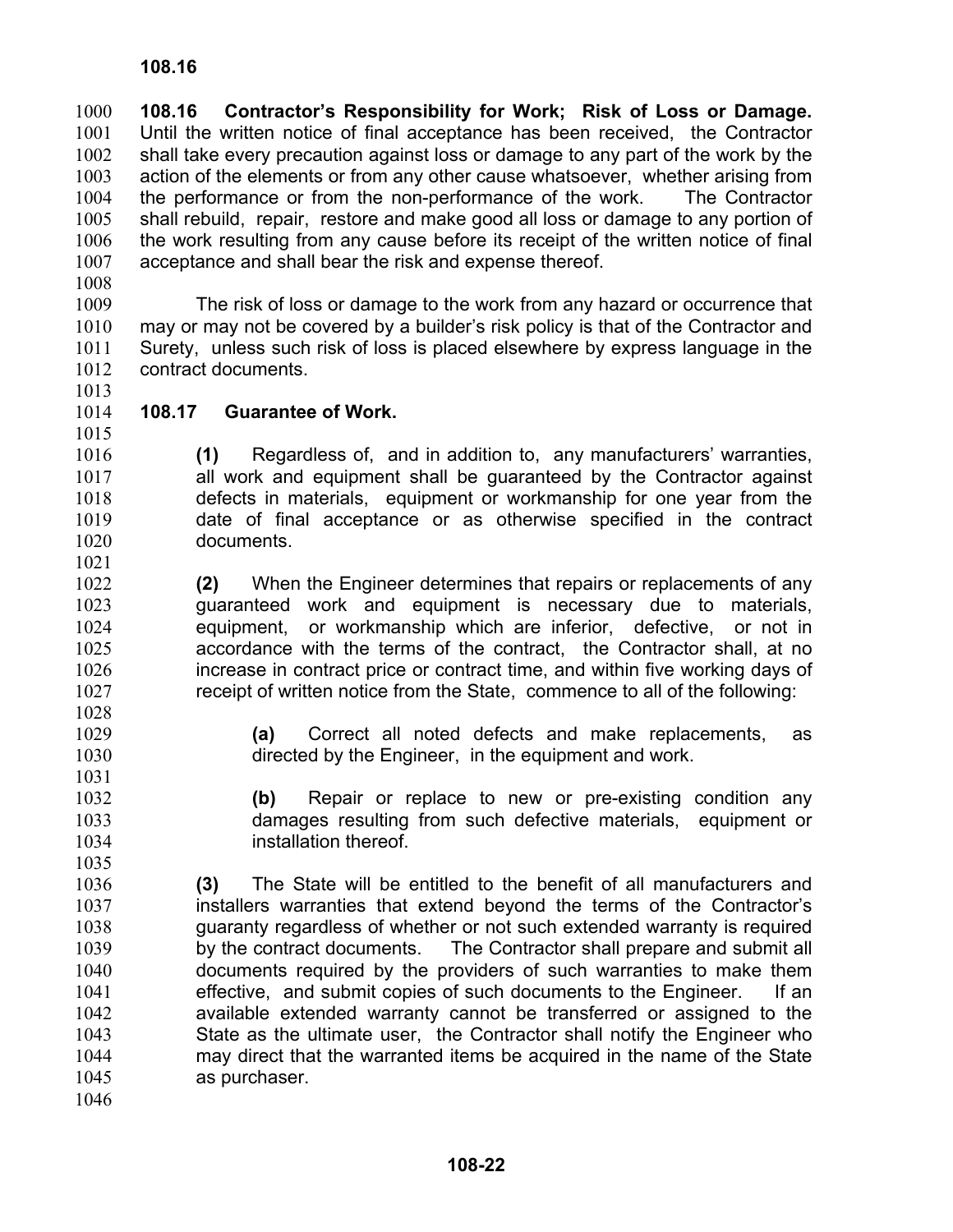**108.16 Contractor's Responsibility for Work; Risk of Loss or Damage.** Until the written notice of final acceptance has been received, the Contractor shall take every precaution against loss or damage to any part of the work by the action of the elements or from any other cause whatsoever, whether arising from the performance or from the non-performance of the work. The Contractor shall rebuild, repair, restore and make good all loss or damage to any portion of the work resulting from any cause before its receipt of the written notice of final acceptance and shall bear the risk and expense thereof.

The risk of loss or damage to the work from any hazard or occurrence that may or may not be covered by a builder's risk policy is that of the Contractor and Surety, unless such risk of loss is placed elsewhere by express language in the contract documents.

**108.17 Guarantee of Work.**

**(1)** Regardless of, and in addition to, any manufacturers' warranties, all work and equipment shall be guaranteed by the Contractor against defects in materials, equipment or workmanship for one year from the date of final acceptance or as otherwise specified in the contract documents.

**(2)** When the Engineer determines that repairs or replacements of any guaranteed work and equipment is necessary due to materials, equipment, or workmanship which are inferior, defective, or not in accordance with the terms of the contract, the Contractor shall, at no increase in contract price or contract time, and within five working days of receipt of written notice from the State, commence to all of the following:

**(a)** Correct all noted defects and make replacements, as directed by the Engineer, in the equipment and work.

**(b)** Repair or replace to new or pre-existing condition any damages resulting from such defective materials, equipment or installation thereof.

**(3)** The State will be entitled to the benefit of all manufacturers and installers warranties that extend beyond the terms of the Contractor's guaranty regardless of whether or not such extended warranty is required by the contract documents. The Contractor shall prepare and submit all documents required by the providers of such warranties to make them effective, and submit copies of such documents to the Engineer. If an available extended warranty cannot be transferred or assigned to the State as the ultimate user, the Contractor shall notify the Engineer who may direct that the warranted items be acquired in the name of the State as purchaser.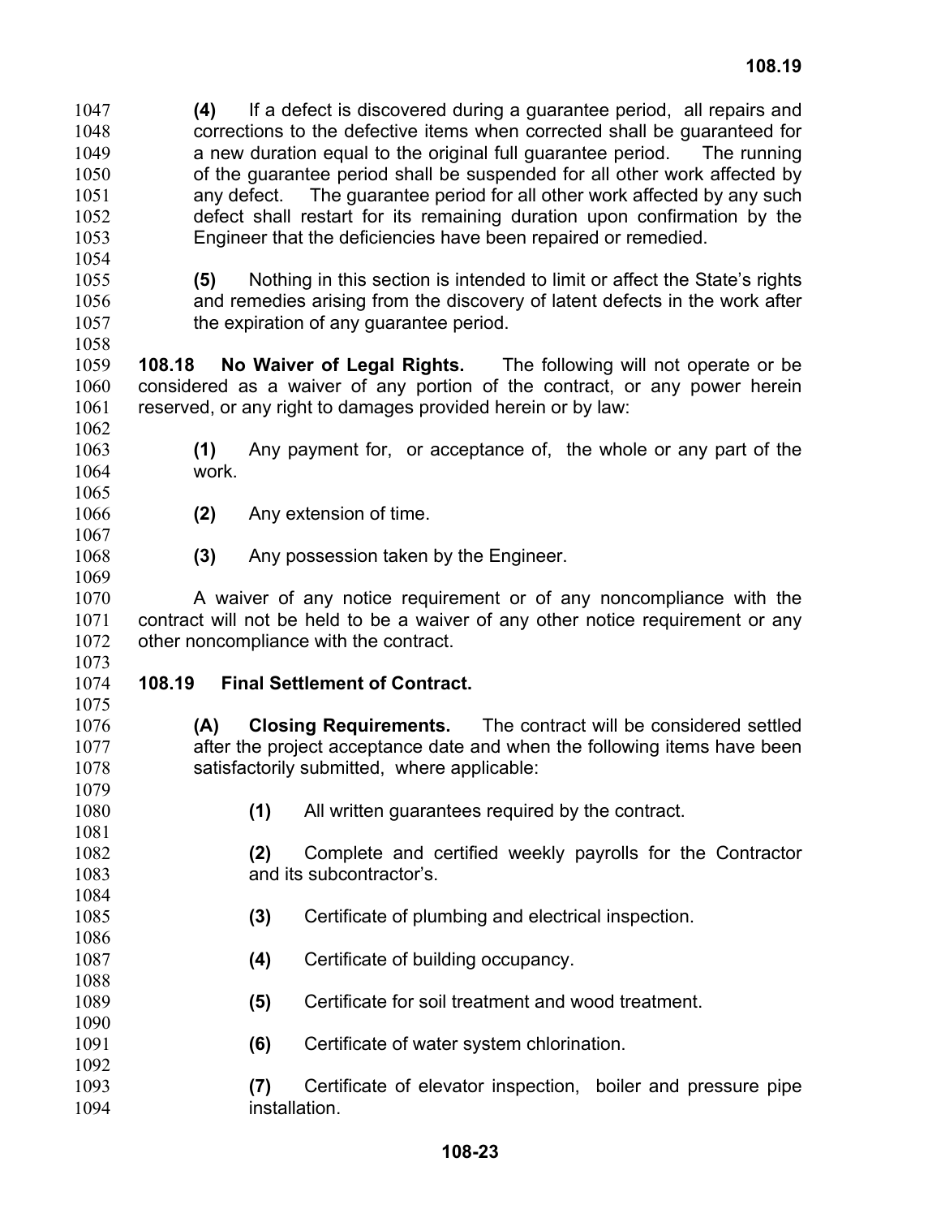**(4)** If a defect is discovered during a guarantee period, all repairs and corrections to the defective items when corrected shall be guaranteed for a new duration equal to the original full guarantee period. The running of the guarantee period shall be suspended for all other work affected by any defect. The guarantee period for all other work affected by any such defect shall restart for its remaining duration upon confirmation by the Engineer that the deficiencies have been repaired or remedied.

**(5)** Nothing in this section is intended to limit or affect the State's rights and remedies arising from the discovery of latent defects in the work after the expiration of any guarantee period.

**108.18 No Waiver of Legal Rights.** The following will not operate or be considered as a waiver of any portion of the contract, or any power herein reserved, or any right to damages provided herein or by law:

**(1)** Any payment for, or acceptance of, the whole or any part of the work.

**(2)** Any extension of time.

**(3)** Any possession taken by the Engineer.

A waiver of any notice requirement or of any noncompliance with the contract will not be held to be a waiver of any other notice requirement or any other noncompliance with the contract.

## 108.19 Final Settlement of Contract.

**(A) Closing Requirements.** The contract will be considered settled after the project acceptance date and when the following items have been satisfactorily submitted, where applicable:

**(1)** All written guarantees required by the contract.

**(2)** Complete and certified weekly payrolls for the Contractor and its subcontractor's.

**(3)** Certificate of plumbing and electrical inspection.

**(4)** Certificate of building occupancy.

**(5)** Certificate for soil treatment and wood treatment.

**(6)** Certificate of water system chlorination.

**(7)** Certificate of elevator inspection, boiler and pressure pipe installation.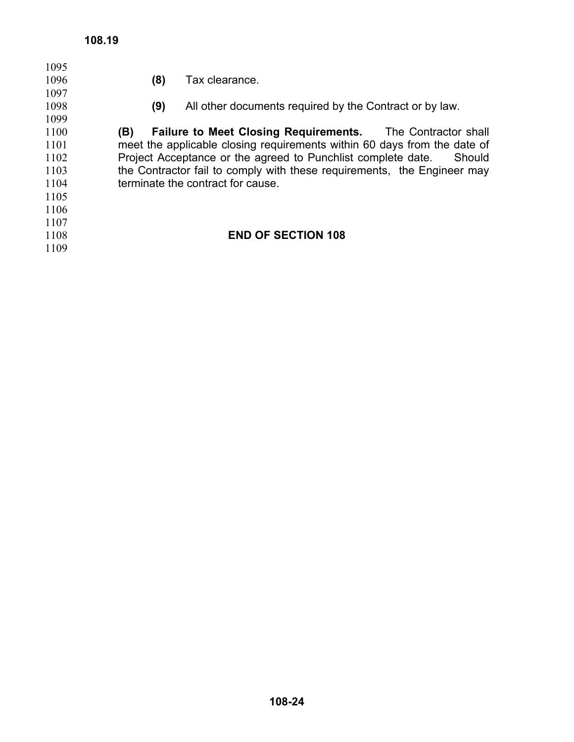**(8)** Tax clearance.

**(9)** All other documents required by the Contract or by law.

**(B) Failure to Meet Closing Requirements.** The Contractor shall meet the applicable closing requirements within 60 days from the date of Project Acceptance or the agreed to Punchlist complete date. Should the Contractor fail to comply with these requirements, the Engineer may terminate the contract for cause.

**END OF SECTION 108**